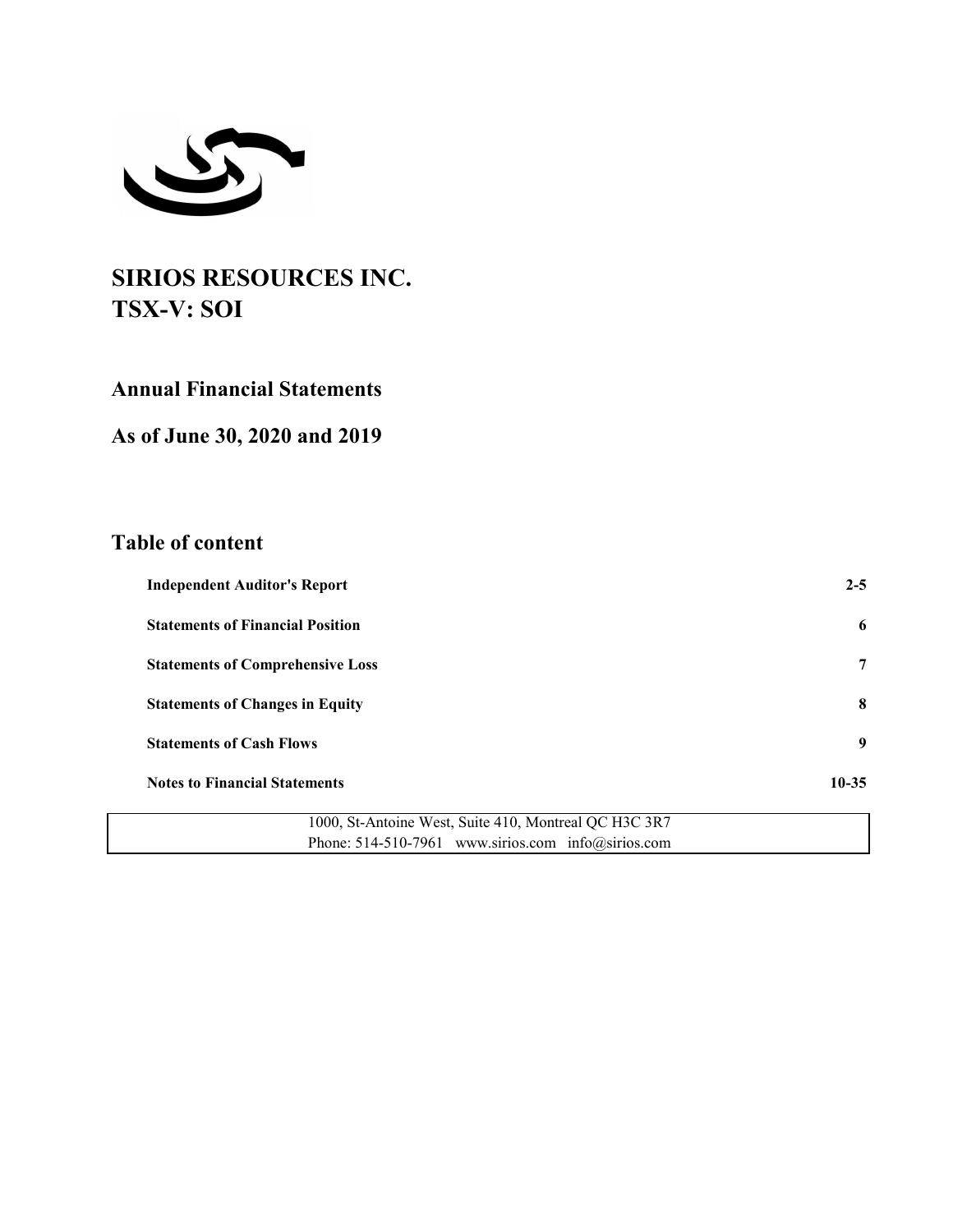# SIRIOS RESOURCES INC.
# TSX-V: SOI

## Annual Financial Statements

## As of June 30, 2020 and 2019

## Table of content

| | |
|---|---|
| **Independent Auditor's Report** | **2-5** |
| **Statements of Financial Position** | **6** |
| **Statements of Comprehensive Loss** | **7** |
| **Statements of Changes in Equity** | **8** |
| **Statements of Cash Flows** | **9** |
| **Notes to Financial Statements** | **10-35** |

1000, St-Antoine West, Suite 410, Montreal QC H3C 3R7
Phone: 514-510-7961 www.sirios.com info@sirios.com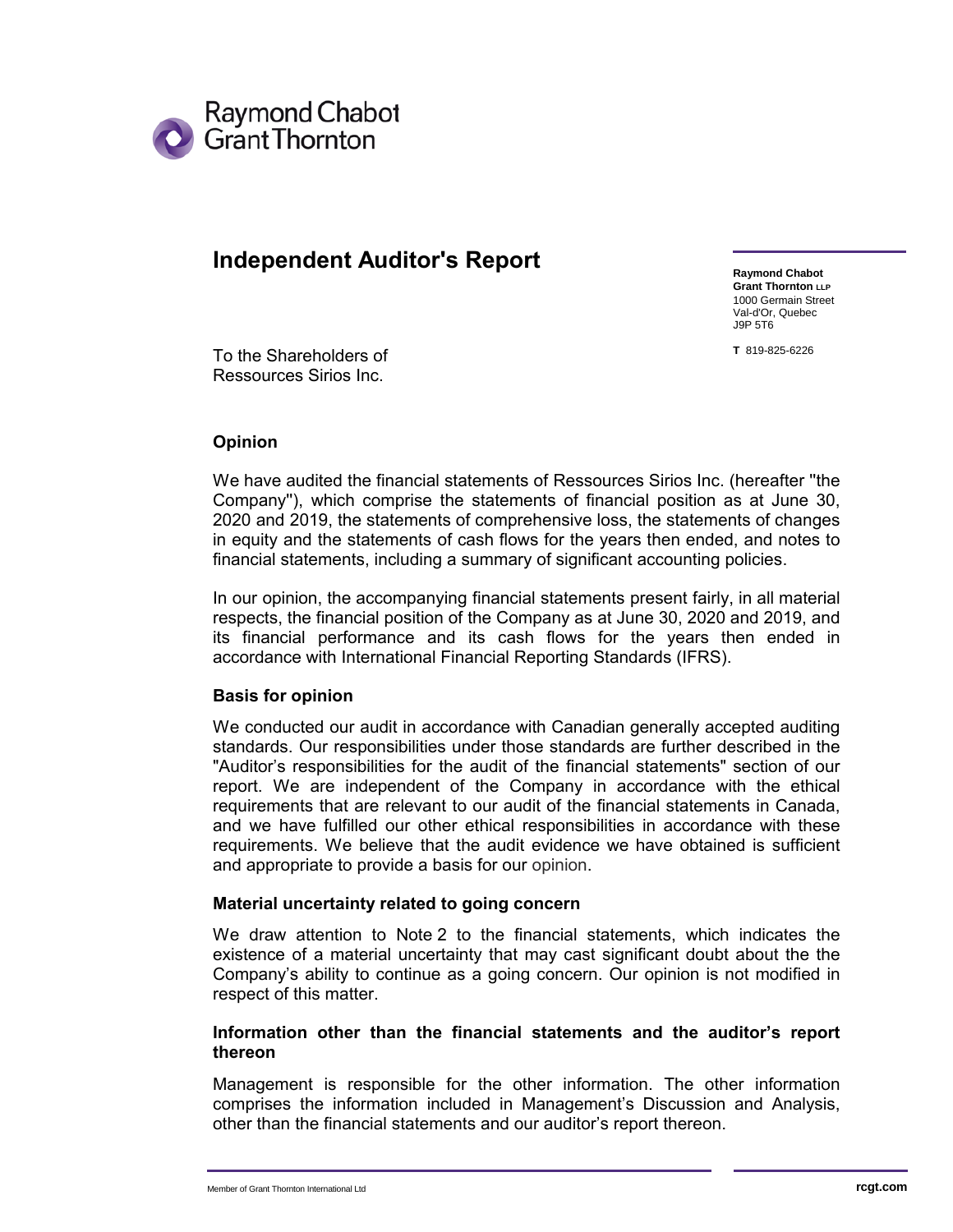Raymond Chabot Grant Thornton

# Independent Auditor's Report

**Raymond Chabot Grant Thornton LLP**
1000 Germain Street
Val-d'Or, Quebec
J9P 5T6

**T** 819-825-6226

To the Shareholders of
Ressources Sirios Inc.

## Opinion

We have audited the financial statements of Ressources Sirios Inc. (hereafter "the Company"), which comprise the statements of financial position as at June 30, 2020 and 2019, the statements of comprehensive loss, the statements of changes in equity and the statements of cash flows for the years then ended, and notes to financial statements, including a summary of significant accounting policies.

In our opinion, the accompanying financial statements present fairly, in all material respects, the financial position of the Company as at June 30, 2020 and 2019, and its financial performance and its cash flows for the years then ended in accordance with International Financial Reporting Standards (IFRS).

## Basis for opinion

We conducted our audit in accordance with Canadian generally accepted auditing standards. Our responsibilities under those standards are further described in the "Auditor's responsibilities for the audit of the financial statements" section of our report. We are independent of the Company in accordance with the ethical requirements that are relevant to our audit of the financial statements in Canada, and we have fulfilled our other ethical responsibilities in accordance with these requirements. We believe that the audit evidence we have obtained is sufficient and appropriate to provide a basis for our opinion.

## Material uncertainty related to going concern

We draw attention to Note 2 to the financial statements, which indicates the existence of a material uncertainty that may cast significant doubt about the the Company's ability to continue as a going concern. Our opinion is not modified in respect of this matter.

## Information other than the financial statements and the auditor's report thereon

Management is responsible for the other information. The other information comprises the information included in Management's Discussion and Analysis, other than the financial statements and our auditor's report thereon.

Member of Grant Thornton International Ltd

rcgt.com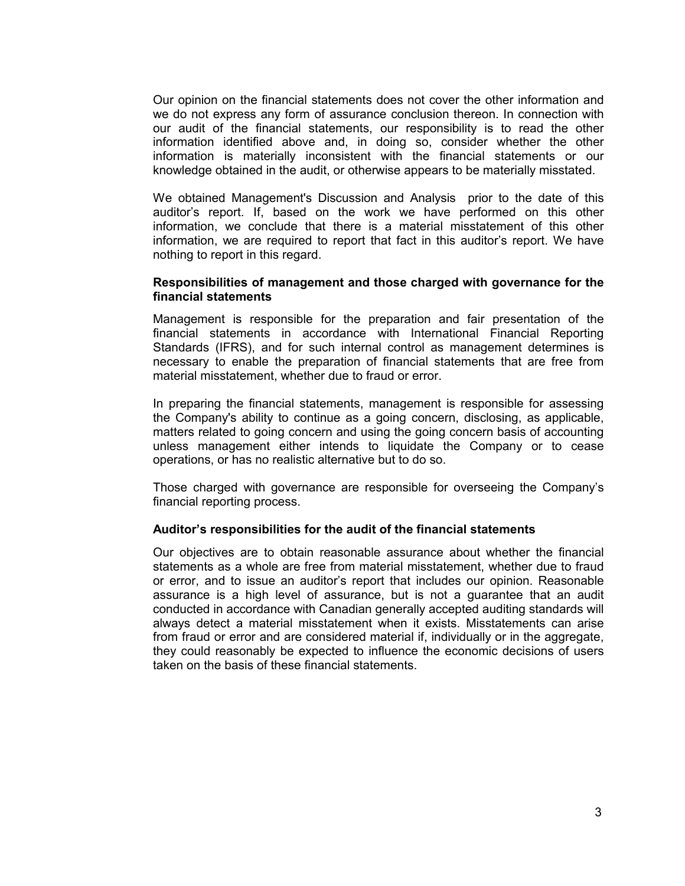Our opinion on the financial statements does not cover the other information and we do not express any form of assurance conclusion thereon. In connection with our audit of the financial statements, our responsibility is to read the other information identified above and, in doing so, consider whether the other information is materially inconsistent with the financial statements or our knowledge obtained in the audit, or otherwise appears to be materially misstated.

We obtained Management's Discussion and Analysis prior to the date of this auditor's report. If, based on the work we have performed on this other information, we conclude that there is a material misstatement of this other information, we are required to report that fact in this auditor's report. We have nothing to report in this regard.

**Responsibilities of management and those charged with governance for the financial statements**

Management is responsible for the preparation and fair presentation of the financial statements in accordance with International Financial Reporting Standards (IFRS), and for such internal control as management determines is necessary to enable the preparation of financial statements that are free from material misstatement, whether due to fraud or error.

In preparing the financial statements, management is responsible for assessing the Company's ability to continue as a going concern, disclosing, as applicable, matters related to going concern and using the going concern basis of accounting unless management either intends to liquidate the Company or to cease operations, or has no realistic alternative but to do so.

Those charged with governance are responsible for overseeing the Company's financial reporting process.

**Auditor's responsibilities for the audit of the financial statements**

Our objectives are to obtain reasonable assurance about whether the financial statements as a whole are free from material misstatement, whether due to fraud or error, and to issue an auditor's report that includes our opinion. Reasonable assurance is a high level of assurance, but is not a guarantee that an audit conducted in accordance with Canadian generally accepted auditing standards will always detect a material misstatement when it exists. Misstatements can arise from fraud or error and are considered material if, individually or in the aggregate, they could reasonably be expected to influence the economic decisions of users taken on the basis of these financial statements.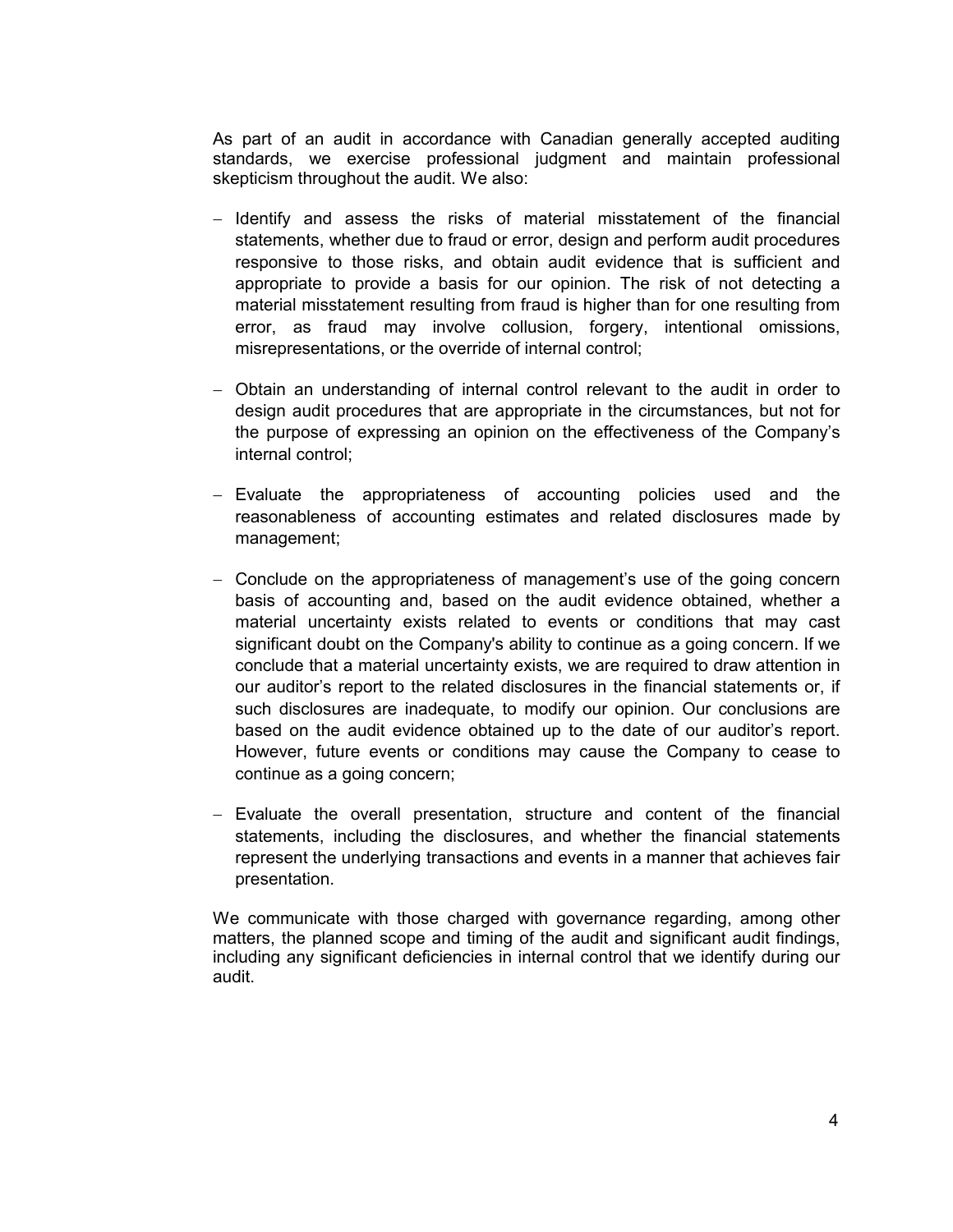As part of an audit in accordance with Canadian generally accepted auditing standards, we exercise professional judgment and maintain professional skepticism throughout the audit. We also:

- Identify and assess the risks of material misstatement of the financial statements, whether due to fraud or error, design and perform audit procedures responsive to those risks, and obtain audit evidence that is sufficient and appropriate to provide a basis for our opinion. The risk of not detecting a material misstatement resulting from fraud is higher than for one resulting from error, as fraud may involve collusion, forgery, intentional omissions, misrepresentations, or the override of internal control;

- Obtain an understanding of internal control relevant to the audit in order to design audit procedures that are appropriate in the circumstances, but not for the purpose of expressing an opinion on the effectiveness of the Company's internal control;

- Evaluate the appropriateness of accounting policies used and the reasonableness of accounting estimates and related disclosures made by management;

- Conclude on the appropriateness of management's use of the going concern basis of accounting and, based on the audit evidence obtained, whether a material uncertainty exists related to events or conditions that may cast significant doubt on the Company's ability to continue as a going concern. If we conclude that a material uncertainty exists, we are required to draw attention in our auditor's report to the related disclosures in the financial statements or, if such disclosures are inadequate, to modify our opinion. Our conclusions are based on the audit evidence obtained up to the date of our auditor's report. However, future events or conditions may cause the Company to cease to continue as a going concern;

- Evaluate the overall presentation, structure and content of the financial statements, including the disclosures, and whether the financial statements represent the underlying transactions and events in a manner that achieves fair presentation.

We communicate with those charged with governance regarding, among other matters, the planned scope and timing of the audit and significant audit findings, including any significant deficiencies in internal control that we identify during our audit.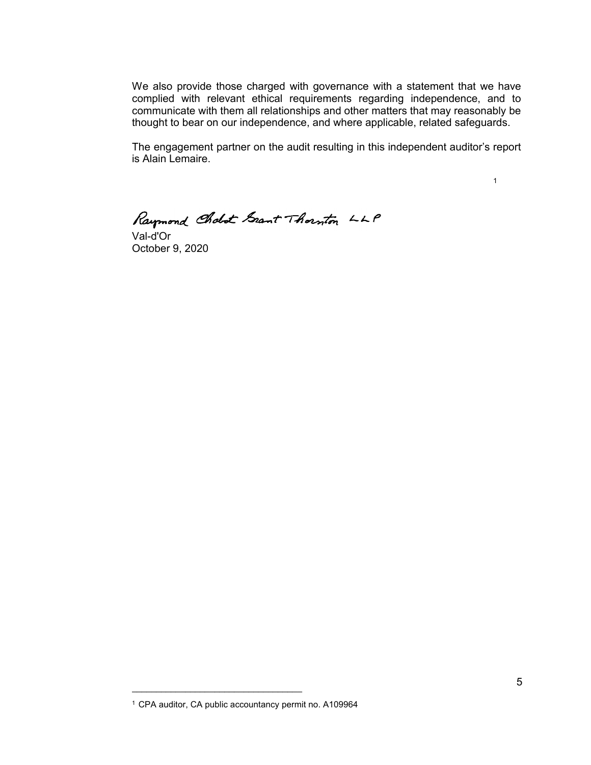We also provide those charged with governance with a statement that we have complied with relevant ethical requirements regarding independence, and to communicate with them all relationships and other matters that may reasonably be thought to bear on our independence, and where applicable, related safeguards.

The engagement partner on the audit resulting in this independent auditor's report is Alain Lemaire.

[1]

Raymond Chabot Grant Thornton LLP

Val-d'Or
October 9, 2020

---

[1] CPA auditor, CA public accountancy permit no. A109964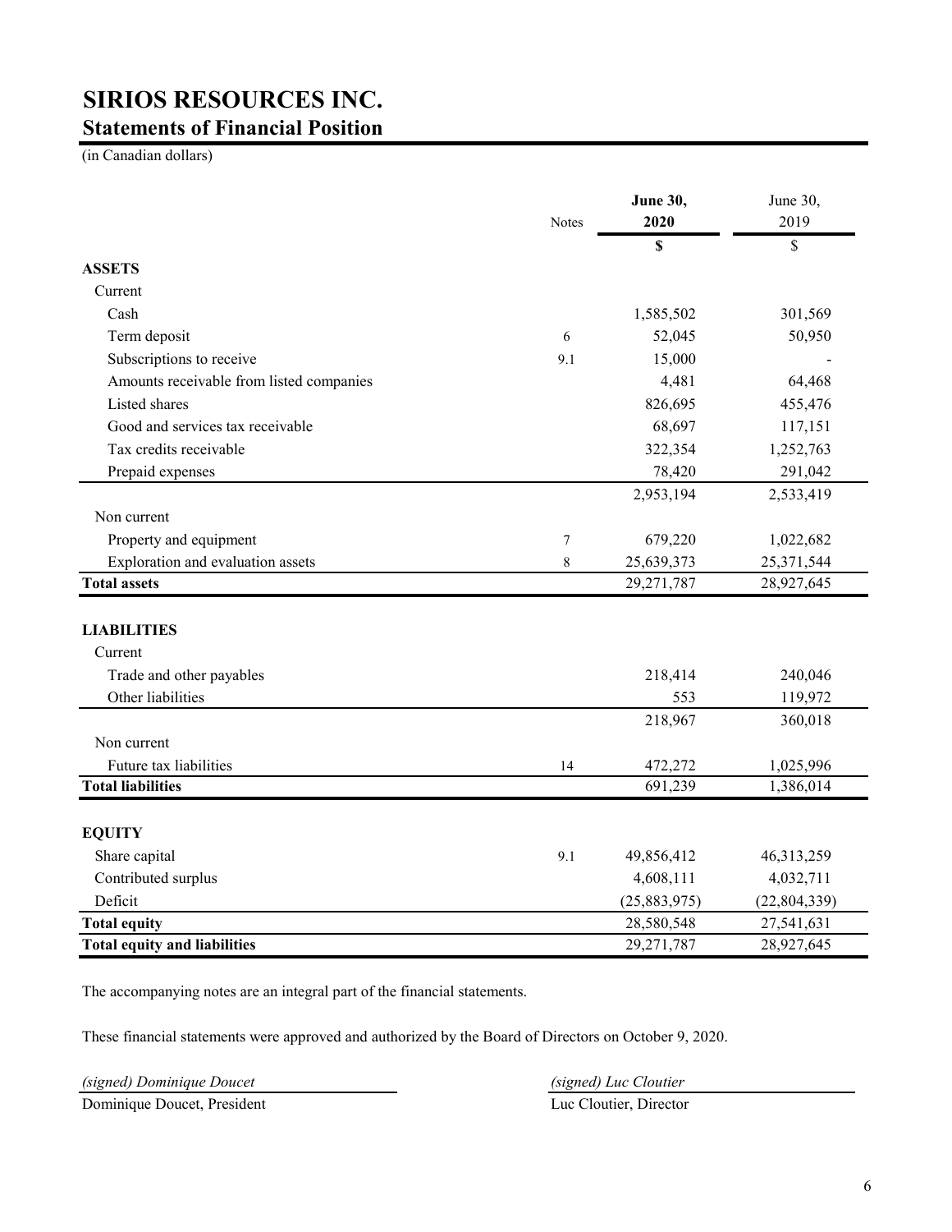# SIRIOS RESOURCES INC.

## Statements of Financial Position

(in Canadian dollars)

| | Notes | **June 30, 2020** | June 30, 2019 |
|---|---|---|---|
| | | **$** | $ |
| **ASSETS** | | | |
| Current | | | |
| Cash | | 1,585,502 | 301,569 |
| Term deposit | 6 | 52,045 | 50,950 |
| Subscriptions to receive | 9.1 | 15,000 | - |
| Amounts receivable from listed companies | | 4,481 | 64,468 |
| Listed shares | | 826,695 | 455,476 |
| Good and services tax receivable | | 68,697 | 117,151 |
| Tax credits receivable | | 322,354 | 1,252,763 |
| Prepaid expenses | | 78,420 | 291,042 |
| | | 2,953,194 | 2,533,419 |
| Non current | | | |
| Property and equipment | 7 | 679,220 | 1,022,682 |
| Exploration and evaluation assets | 8 | 25,639,373 | 25,371,544 |
| **Total assets** | | 29,271,787 | 28,927,645 |
| | | | |
| **LIABILITIES** | | | |
| Current | | | |
| Trade and other payables | | 218,414 | 240,046 |
| Other liabilities | | 553 | 119,972 |
| | | 218,967 | 360,018 |
| Non current | | | |
| Future tax liabilities | 14 | 472,272 | 1,025,996 |
| **Total liabilities** | | 691,239 | 1,386,014 |
| | | | |
| **EQUITY** | | | |
| Share capital | 9.1 | 49,856,412 | 46,313,259 |
| Contributed surplus | | 4,608,111 | 4,032,711 |
| Deficit | | (25,883,975) | (22,804,339) |
| **Total equity** | | 28,580,548 | 27,541,631 |
| **Total equity and liabilities** | | 29,271,787 | 28,927,645 |

The accompanying notes are an integral part of the financial statements.

These financial statements were approved and authorized by the Board of Directors on October 9, 2020.

*(signed) Dominique Doucet*
Dominique Doucet, President

*(signed) Luc Cloutier*
Luc Cloutier, Director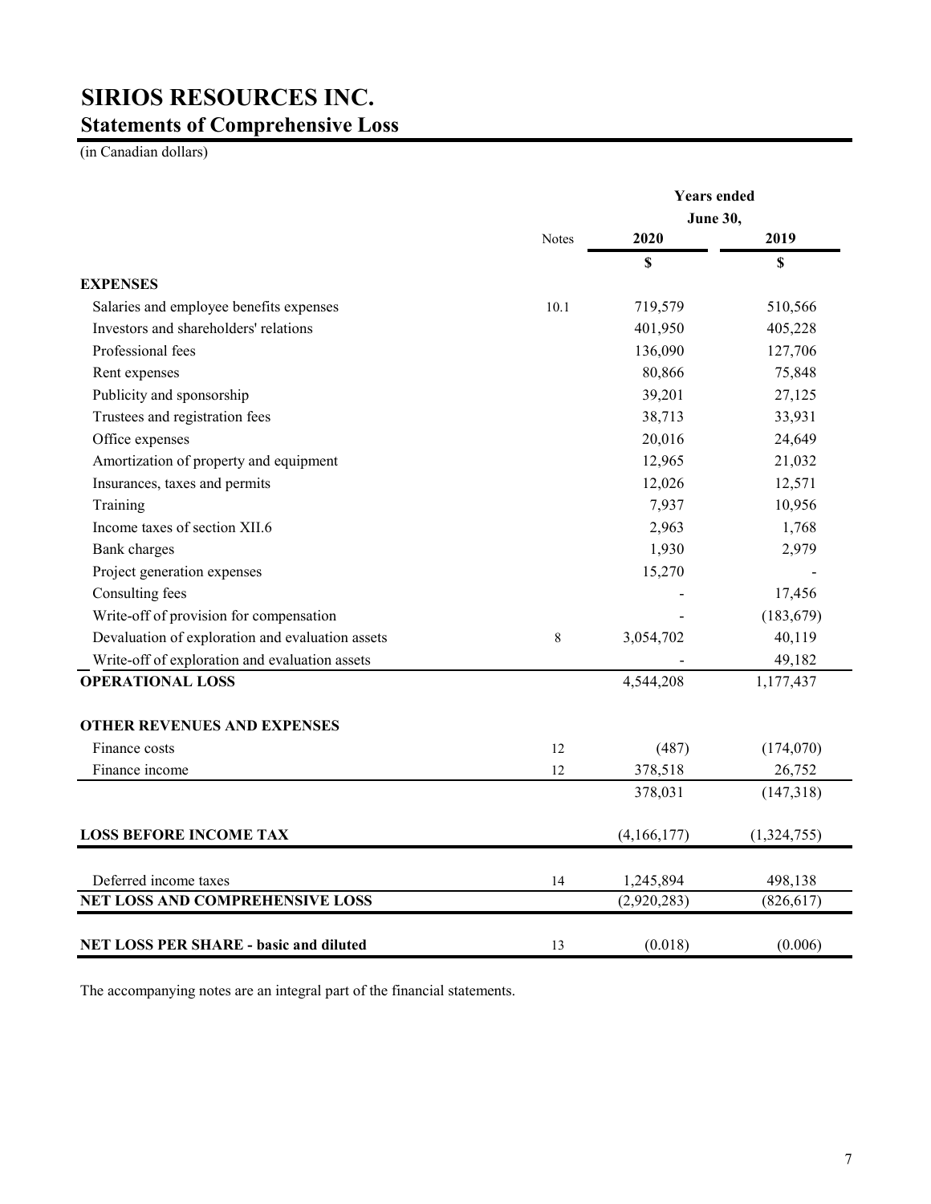# SIRIOS RESOURCES INC.

## Statements of Comprehensive Loss

(in Canadian dollars)

| | Notes | Years ended June 30, 2020 | 2019 |
|---|---|---|---|
| | | $ | $ |
| **EXPENSES** | | | |
| Salaries and employee benefits expenses | 10.1 | 719,579 | 510,566 |
| Investors and shareholders' relations | | 401,950 | 405,228 |
| Professional fees | | 136,090 | 127,706 |
| Rent expenses | | 80,866 | 75,848 |
| Publicity and sponsorship | | 39,201 | 27,125 |
| Trustees and registration fees | | 38,713 | 33,931 |
| Office expenses | | 20,016 | 24,649 |
| Amortization of property and equipment | | 12,965 | 21,032 |
| Insurances, taxes and permits | | 12,026 | 12,571 |
| Training | | 7,937 | 10,956 |
| Income taxes of section XII.6 | | 2,963 | 1,768 |
| Bank charges | | 1,930 | 2,979 |
| Project generation expenses | | 15,270 | - |
| Consulting fees | | - | 17,456 |
| Write-off of provision for compensation | | - | (183,679) |
| Devaluation of exploration and evaluation assets | 8 | 3,054,702 | 40,119 |
| Write-off of exploration and evaluation assets | | - | 49,182 |
| **OPERATIONAL LOSS** | | 4,544,208 | 1,177,437 |
| | | | |
| **OTHER REVENUES AND EXPENSES** | | | |
| Finance costs | 12 | (487) | (174,070) |
| Finance income | 12 | 378,518 | 26,752 |
| | | 378,031 | (147,318) |
| | | | |
| **LOSS BEFORE INCOME TAX** | | (4,166,177) | (1,324,755) |
| | | | |
| Deferred income taxes | 14 | 1,245,894 | 498,138 |
| **NET LOSS AND COMPREHENSIVE LOSS** | | (2,920,283) | (826,617) |
| | | | |
| **NET LOSS PER SHARE - basic and diluted** | 13 | (0.018) | (0.006) |

The accompanying notes are an integral part of the financial statements.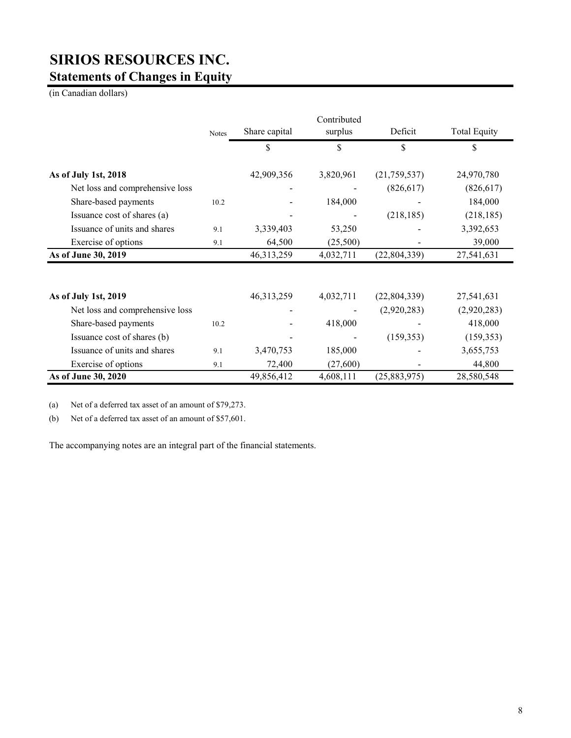# SIRIOS RESOURCES INC.
## Statements of Changes in Equity

(in Canadian dollars)

| | Notes | Share capital | Contributed surplus | Deficit | Total Equity |
|---|---|---|---|---|---|
| | | $ | $ | $ | $ |
| **As of July 1st, 2018** | | 42,909,356 | 3,820,961 | (21,759,537) | 24,970,780 |
| Net loss and comprehensive loss | | - | - | (826,617) | (826,617) |
| Share-based payments | 10.2 | - | 184,000 | - | 184,000 |
| Issuance cost of shares (a) | | - | - | (218,185) | (218,185) |
| Issuance of units and shares | 9.1 | 3,339,403 | 53,250 | - | 3,392,653 |
| Exercise of options | 9.1 | 64,500 | (25,500) | - | 39,000 |
| **As of June 30, 2019** | | 46,313,259 | 4,032,711 | (22,804,339) | 27,541,631 |
| | | | | | |
| **As of July 1st, 2019** | | 46,313,259 | 4,032,711 | (22,804,339) | 27,541,631 |
| Net loss and comprehensive loss | | - | - | (2,920,283) | (2,920,283) |
| Share-based payments | 10.2 | - | 418,000 | - | 418,000 |
| Issuance cost of shares (b) | | - | - | (159,353) | (159,353) |
| Issuance of units and shares | 9.1 | 3,470,753 | 185,000 | - | 3,655,753 |
| Exercise of options | 9.1 | 72,400 | (27,600) | - | 44,800 |
| **As of June 30, 2020** | | 49,856,412 | 4,608,111 | (25,883,975) | 28,580,548 |

(a) Net of a deferred tax asset of an amount of $79,273.

(b) Net of a deferred tax asset of an amount of $57,601.

The accompanying notes are an integral part of the financial statements.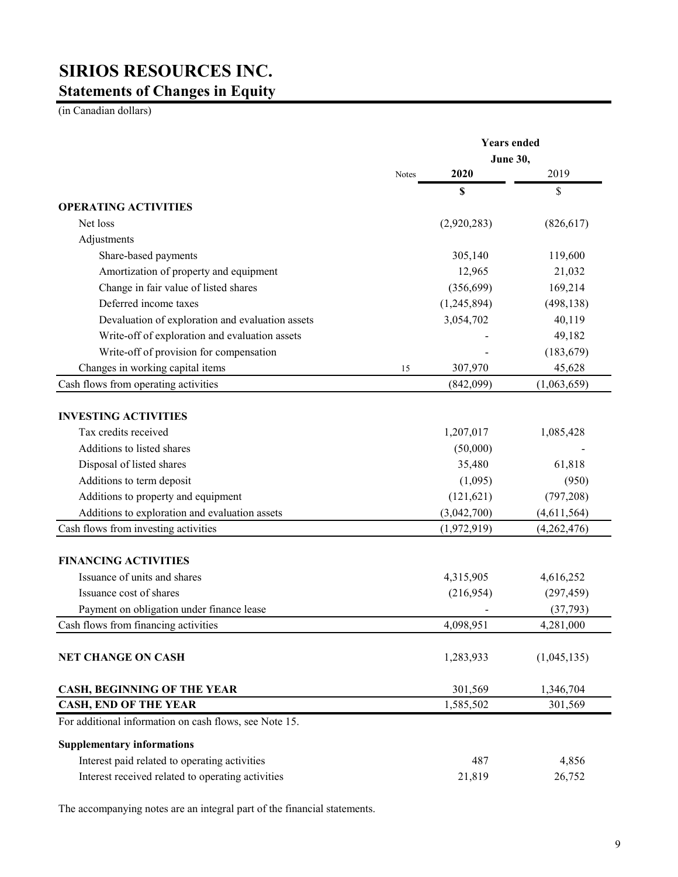# SIRIOS RESOURCES INC.

## Statements of Changes in Equity

(in Canadian dollars)

| | Notes | Years ended June 30, 2020 | 2019 |
|---|---|---|---|
| | | **$** | $ |
| **OPERATING ACTIVITIES** | | | |
| Net loss | | (2,920,283) | (826,617) |
| Adjustments | | | |
| Share-based payments | | 305,140 | 119,600 |
| Amortization of property and equipment | | 12,965 | 21,032 |
| Change in fair value of listed shares | | (356,699) | 169,214 |
| Deferred income taxes | | (1,245,894) | (498,138) |
| Devaluation of exploration and evaluation assets | | 3,054,702 | 40,119 |
| Write-off of exploration and evaluation assets | | - | 49,182 |
| Write-off of provision for compensation | | - | (183,679) |
| Changes in working capital items | 15 | 307,970 | 45,628 |
| Cash flows from operating activities | | (842,099) | (1,063,659) |
| **INVESTING ACTIVITIES** | | | |
| Tax credits received | | 1,207,017 | 1,085,428 |
| Additions to listed shares | | (50,000) | - |
| Disposal of listed shares | | 35,480 | 61,818 |
| Additions to term deposit | | (1,095) | (950) |
| Additions to property and equipment | | (121,621) | (797,208) |
| Additions to exploration and evaluation assets | | (3,042,700) | (4,611,564) |
| Cash flows from investing activities | | (1,972,919) | (4,262,476) |
| **FINANCING ACTIVITIES** | | | |
| Issuance of units and shares | | 4,315,905 | 4,616,252 |
| Issuance cost of shares | | (216,954) | (297,459) |
| Payment on obligation under finance lease | | - | (37,793) |
| Cash flows from financing activities | | 4,098,951 | 4,281,000 |
| **NET CHANGE ON CASH** | | 1,283,933 | (1,045,135) |
| **CASH, BEGINNING OF THE YEAR** | | 301,569 | 1,346,704 |
| **CASH, END OF THE YEAR** | | 1,585,502 | 301,569 |

For additional information on cash flows, see Note 15.

| | | | |
|---|---|---|---|
| **Supplementary informations** | | | |
| Interest paid related to operating activities | | 487 | 4,856 |
| Interest received related to operating activities | | 21,819 | 26,752 |

The accompanying notes are an integral part of the financial statements.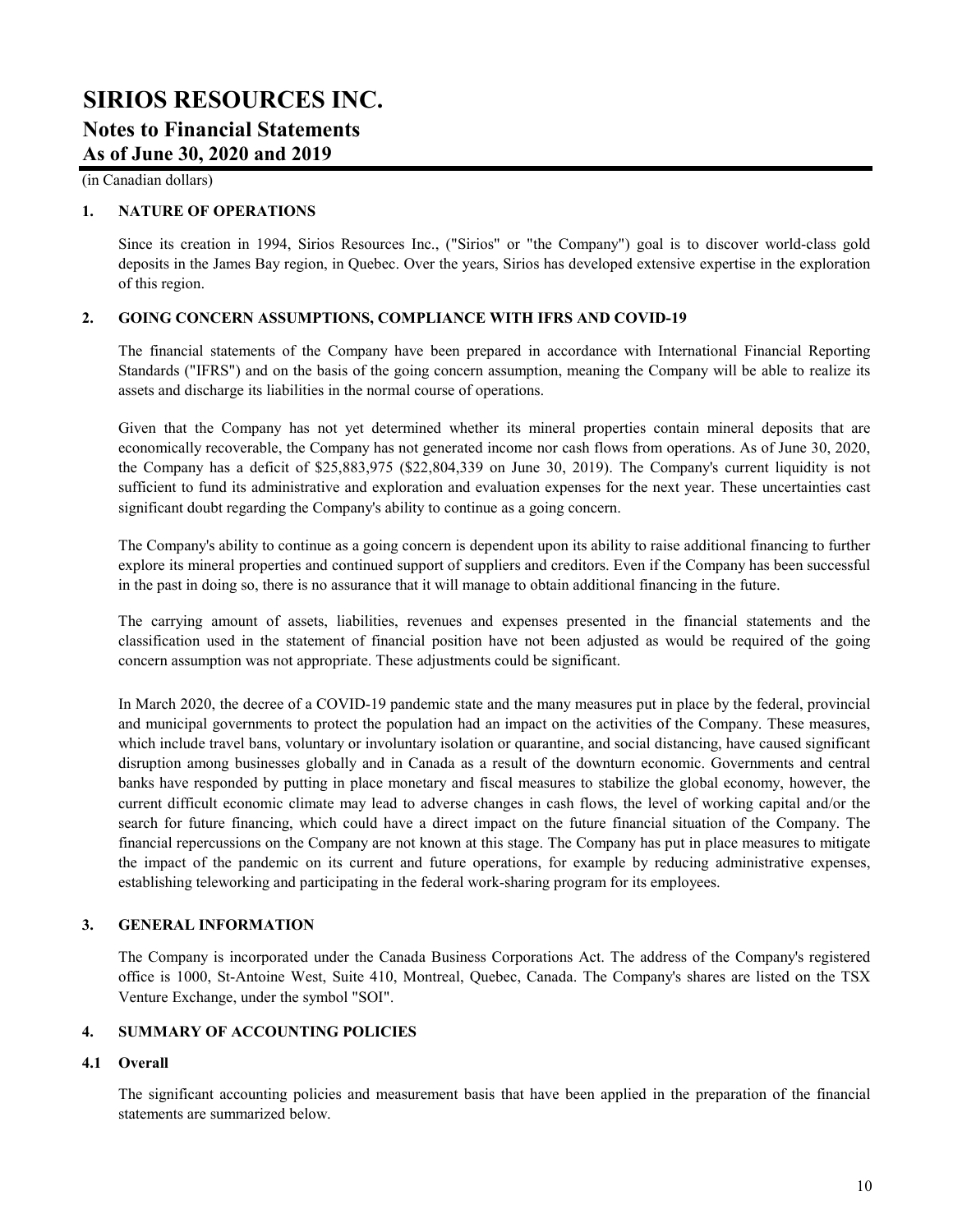# SIRIOS RESOURCES INC.

## Notes to Financial Statements

## As of June 30, 2020 and 2019

(in Canadian dollars)

### 1. NATURE OF OPERATIONS

Since its creation in 1994, Sirios Resources Inc., ("Sirios" or "the Company") goal is to discover world-class gold deposits in the James Bay region, in Quebec. Over the years, Sirios has developed extensive expertise in the exploration of this region.

### 2. GOING CONCERN ASSUMPTIONS, COMPLIANCE WITH IFRS AND COVID-19

The financial statements of the Company have been prepared in accordance with International Financial Reporting Standards ("IFRS") and on the basis of the going concern assumption, meaning the Company will be able to realize its assets and discharge its liabilities in the normal course of operations.

Given that the Company has not yet determined whether its mineral properties contain mineral deposits that are economically recoverable, the Company has not generated income nor cash flows from operations. As of June 30, 2020, the Company has a deficit of $25,883,975 ($22,804,339 on June 30, 2019). The Company's current liquidity is not sufficient to fund its administrative and exploration and evaluation expenses for the next year. These uncertainties cast significant doubt regarding the Company's ability to continue as a going concern.

The Company's ability to continue as a going concern is dependent upon its ability to raise additional financing to further explore its mineral properties and continued support of suppliers and creditors. Even if the Company has been successful in the past in doing so, there is no assurance that it will manage to obtain additional financing in the future.

The carrying amount of assets, liabilities, revenues and expenses presented in the financial statements and the classification used in the statement of financial position have not been adjusted as would be required of the going concern assumption was not appropriate. These adjustments could be significant.

In March 2020, the decree of a COVID-19 pandemic state and the many measures put in place by the federal, provincial and municipal governments to protect the population had an impact on the activities of the Company. These measures, which include travel bans, voluntary or involuntary isolation or quarantine, and social distancing, have caused significant disruption among businesses globally and in Canada as a result of the downturn economic. Governments and central banks have responded by putting in place monetary and fiscal measures to stabilize the global economy, however, the current difficult economic climate may lead to adverse changes in cash flows, the level of working capital and/or the search for future financing, which could have a direct impact on the future financial situation of the Company. The financial repercussions on the Company are not known at this stage. The Company has put in place measures to mitigate the impact of the pandemic on its current and future operations, for example by reducing administrative expenses, establishing teleworking and participating in the federal work-sharing program for its employees.

### 3. GENERAL INFORMATION

The Company is incorporated under the Canada Business Corporations Act. The address of the Company's registered office is 1000, St-Antoine West, Suite 410, Montreal, Quebec, Canada. The Company's shares are listed on the TSX Venture Exchange, under the symbol "SOI".

### 4. SUMMARY OF ACCOUNTING POLICIES

#### 4.1 Overall

The significant accounting policies and measurement basis that have been applied in the preparation of the financial statements are summarized below.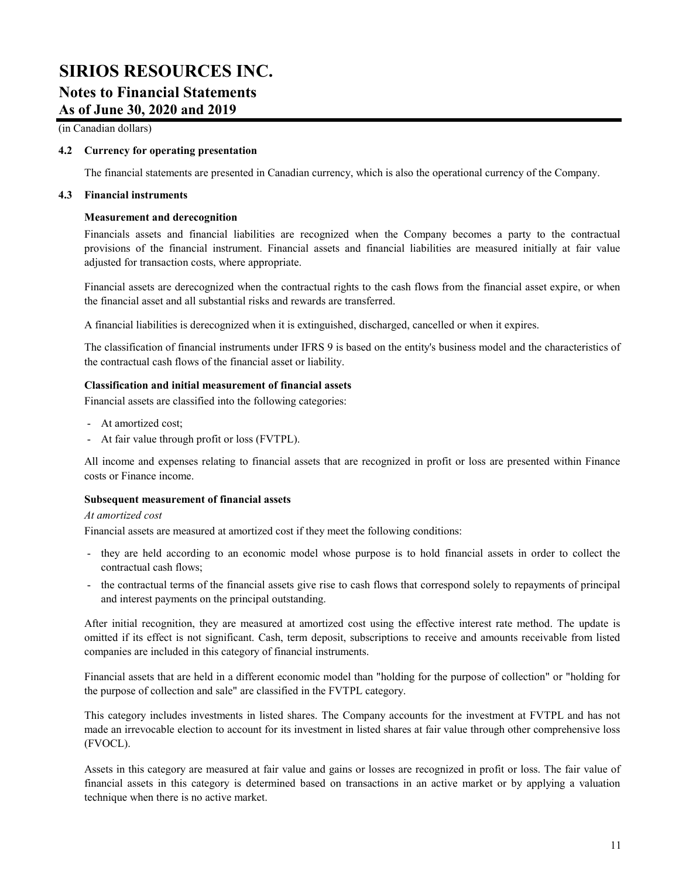### 4.2 Currency for operating presentation

The financial statements are presented in Canadian currency, which is also the operational currency of the Company.

### 4.3 Financial instruments

**Measurement and derecognition**

Financials assets and financial liabilities are recognized when the Company becomes a party to the contractual provisions of the financial instrument. Financial assets and financial liabilities are measured initially at fair value adjusted for transaction costs, where appropriate.

Financial assets are derecognized when the contractual rights to the cash flows from the financial asset expire, or when the financial asset and all substantial risks and rewards are transferred.

A financial liabilities is derecognized when it is extinguished, discharged, cancelled or when it expires.

The classification of financial instruments under IFRS 9 is based on the entity's business model and the characteristics of the contractual cash flows of the financial asset or liability.

**Classification and initial measurement of financial assets**

Financial assets are classified into the following categories:

- At amortized cost;
- At fair value through profit or loss (FVTPL).

All income and expenses relating to financial assets that are recognized in profit or loss are presented within Finance costs or Finance income.

**Subsequent measurement of financial assets**

*At amortized cost*

Financial assets are measured at amortized cost if they meet the following conditions:

- they are held according to an economic model whose purpose is to hold financial assets in order to collect the contractual cash flows;
- the contractual terms of the financial assets give rise to cash flows that correspond solely to repayments of principal and interest payments on the principal outstanding.

After initial recognition, they are measured at amortized cost using the effective interest rate method. The update is omitted if its effect is not significant. Cash, term deposit, subscriptions to receive and amounts receivable from listed companies are included in this category of financial instruments.

Financial assets that are held in a different economic model than "holding for the purpose of collection" or "holding for the purpose of collection and sale" are classified in the FVTPL category.

This category includes investments in listed shares. The Company accounts for the investment at FVTPL and has not made an irrevocable election to account for its investment in listed shares at fair value through other comprehensive loss (FVOCL).

Assets in this category are measured at fair value and gains or losses are recognized in profit or loss. The fair value of financial assets in this category is determined based on transactions in an active market or by applying a valuation technique when there is no active market.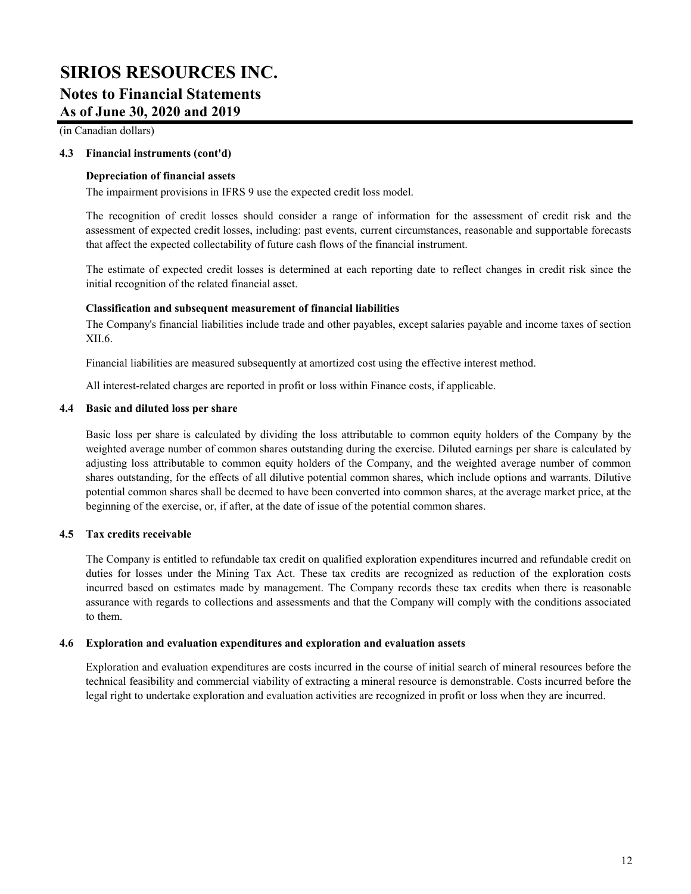### 4.3 Financial instruments (cont'd)

**Depreciation of financial assets**

The impairment provisions in IFRS 9 use the expected credit loss model.

The recognition of credit losses should consider a range of information for the assessment of credit risk and the assessment of expected credit losses, including: past events, current circumstances, reasonable and supportable forecasts that affect the expected collectability of future cash flows of the financial instrument.

The estimate of expected credit losses is determined at each reporting date to reflect changes in credit risk since the initial recognition of the related financial asset.

**Classification and subsequent measurement of financial liabilities**

The Company's financial liabilities include trade and other payables, except salaries payable and income taxes of section XII.6.

Financial liabilities are measured subsequently at amortized cost using the effective interest method.

All interest-related charges are reported in profit or loss within Finance costs, if applicable.

### 4.4 Basic and diluted loss per share

Basic loss per share is calculated by dividing the loss attributable to common equity holders of the Company by the weighted average number of common shares outstanding during the exercise. Diluted earnings per share is calculated by adjusting loss attributable to common equity holders of the Company, and the weighted average number of common shares outstanding, for the effects of all dilutive potential common shares, which include options and warrants. Dilutive potential common shares shall be deemed to have been converted into common shares, at the average market price, at the beginning of the exercise, or, if after, at the date of issue of the potential common shares.

### 4.5 Tax credits receivable

The Company is entitled to refundable tax credit on qualified exploration expenditures incurred and refundable credit on duties for losses under the Mining Tax Act. These tax credits are recognized as reduction of the exploration costs incurred based on estimates made by management. The Company records these tax credits when there is reasonable assurance with regards to collections and assessments and that the Company will comply with the conditions associated to them.

### 4.6 Exploration and evaluation expenditures and exploration and evaluation assets

Exploration and evaluation expenditures are costs incurred in the course of initial search of mineral resources before the technical feasibility and commercial viability of extracting a mineral resource is demonstrable. Costs incurred before the legal right to undertake exploration and evaluation activities are recognized in profit or loss when they are incurred.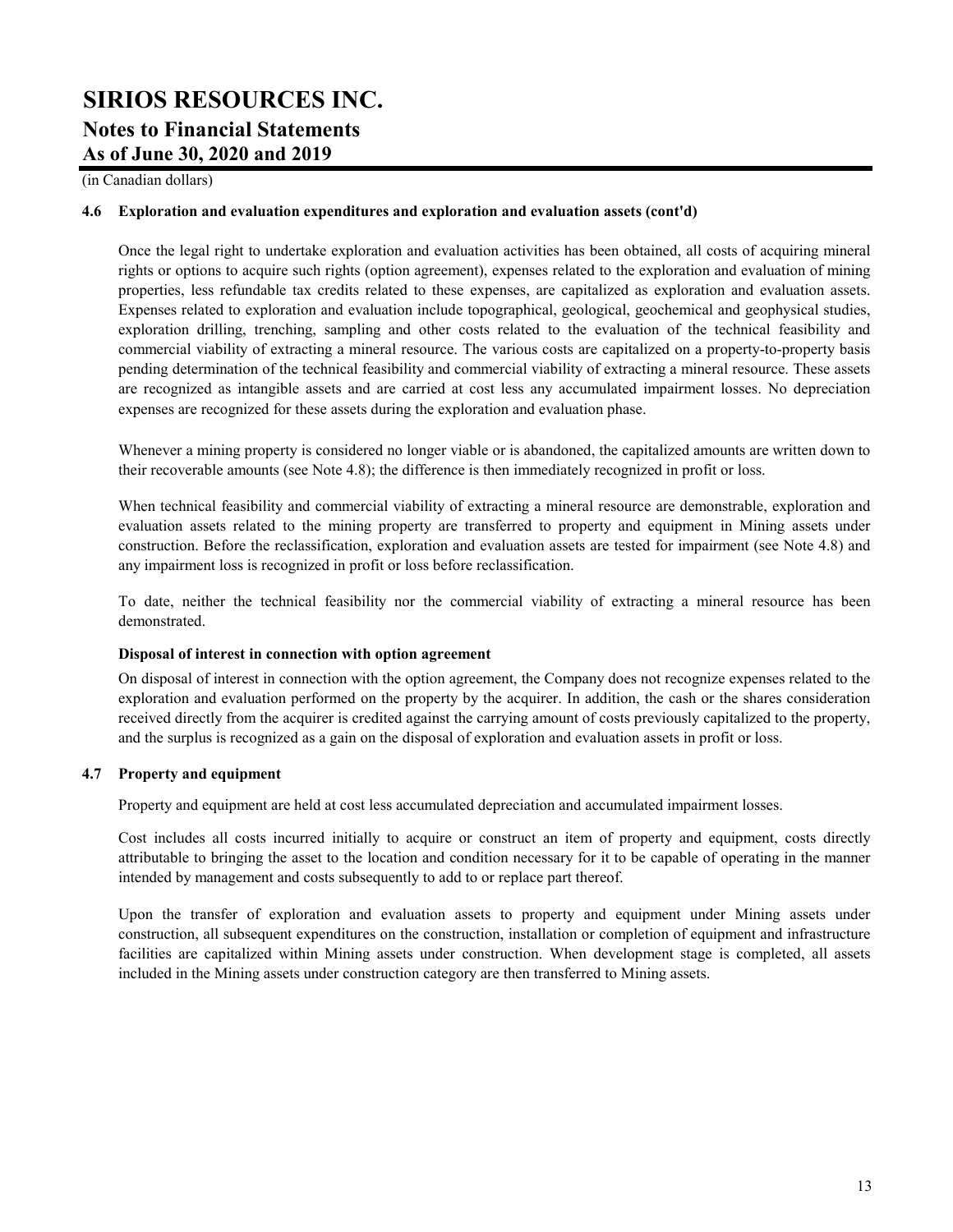#### 4.6 Exploration and evaluation expenditures and exploration and evaluation assets (cont'd)

Once the legal right to undertake exploration and evaluation activities has been obtained, all costs of acquiring mineral rights or options to acquire such rights (option agreement), expenses related to the exploration and evaluation of mining properties, less refundable tax credits related to these expenses, are capitalized as exploration and evaluation assets. Expenses related to exploration and evaluation include topographical, geological, geochemical and geophysical studies, exploration drilling, trenching, sampling and other costs related to the evaluation of the technical feasibility and commercial viability of extracting a mineral resource. The various costs are capitalized on a property-to-property basis pending determination of the technical feasibility and commercial viability of extracting a mineral resource. These assets are recognized as intangible assets and are carried at cost less any accumulated impairment losses. No depreciation expenses are recognized for these assets during the exploration and evaluation phase.

Whenever a mining property is considered no longer viable or is abandoned, the capitalized amounts are written down to their recoverable amounts (see Note 4.8); the difference is then immediately recognized in profit or loss.

When technical feasibility and commercial viability of extracting a mineral resource are demonstrable, exploration and evaluation assets related to the mining property are transferred to property and equipment in Mining assets under construction. Before the reclassification, exploration and evaluation assets are tested for impairment (see Note 4.8) and any impairment loss is recognized in profit or loss before reclassification.

To date, neither the technical feasibility nor the commercial viability of extracting a mineral resource has been demonstrated.

**Disposal of interest in connection with option agreement**

On disposal of interest in connection with the option agreement, the Company does not recognize expenses related to the exploration and evaluation performed on the property by the acquirer. In addition, the cash or the shares consideration received directly from the acquirer is credited against the carrying amount of costs previously capitalized to the property, and the surplus is recognized as a gain on the disposal of exploration and evaluation assets in profit or loss.

#### 4.7 Property and equipment

Property and equipment are held at cost less accumulated depreciation and accumulated impairment losses.

Cost includes all costs incurred initially to acquire or construct an item of property and equipment, costs directly attributable to bringing the asset to the location and condition necessary for it to be capable of operating in the manner intended by management and costs subsequently to add to or replace part thereof.

Upon the transfer of exploration and evaluation assets to property and equipment under Mining assets under construction, all subsequent expenditures on the construction, installation or completion of equipment and infrastructure facilities are capitalized within Mining assets under construction. When development stage is completed, all assets included in the Mining assets under construction category are then transferred to Mining assets.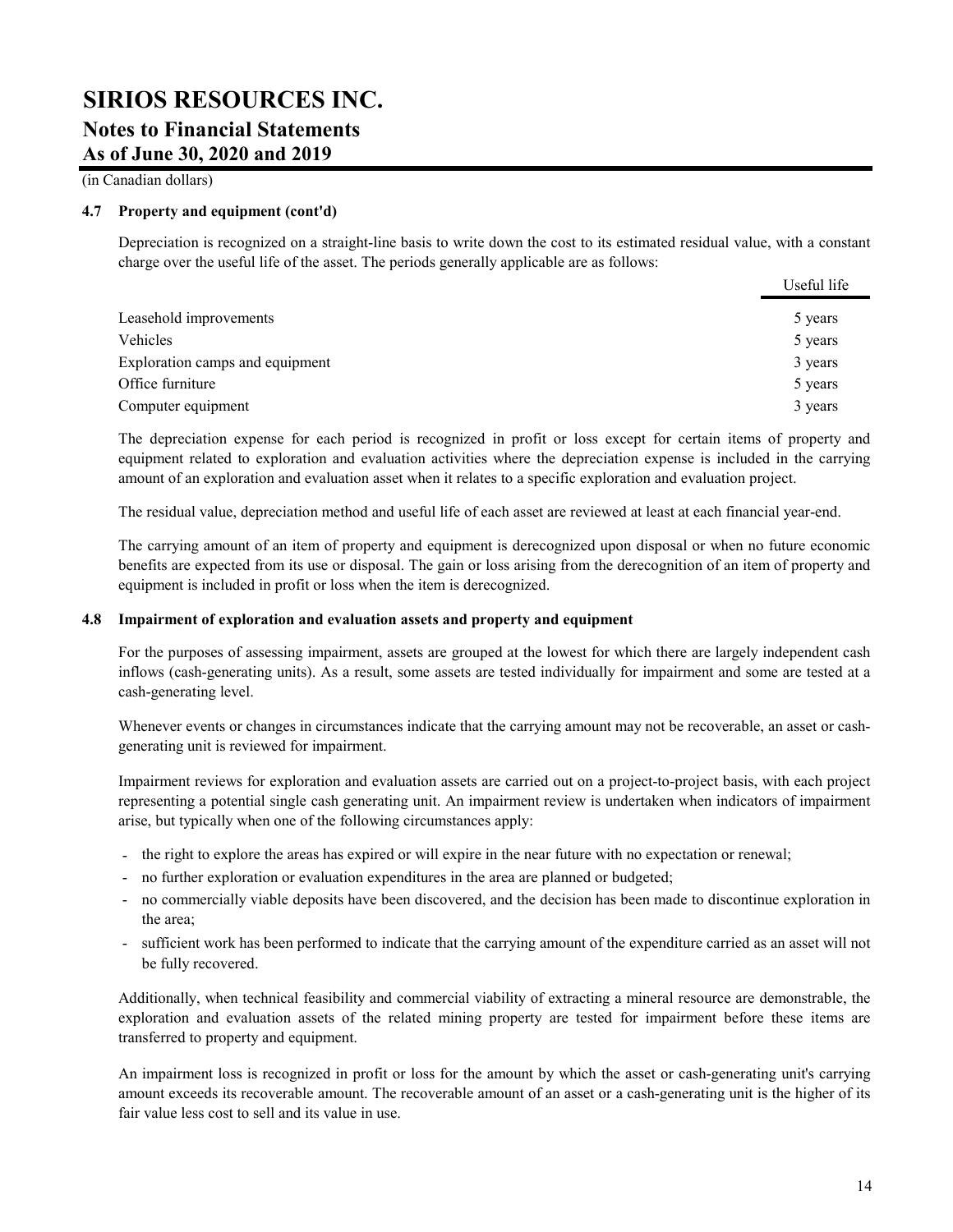## 4.7 Property and equipment (cont'd)

Depreciation is recognized on a straight-line basis to write down the cost to its estimated residual value, with a constant charge over the useful life of the asset. The periods generally applicable are as follows:

| | Useful life |
|---|---|
| Leasehold improvements | 5 years |
| Vehicles | 5 years |
| Exploration camps and equipment | 3 years |
| Office furniture | 5 years |
| Computer equipment | 3 years |

The depreciation expense for each period is recognized in profit or loss except for certain items of property and equipment related to exploration and evaluation activities where the depreciation expense is included in the carrying amount of an exploration and evaluation asset when it relates to a specific exploration and evaluation project.

The residual value, depreciation method and useful life of each asset are reviewed at least at each financial year-end.

The carrying amount of an item of property and equipment is derecognized upon disposal or when no future economic benefits are expected from its use or disposal. The gain or loss arising from the derecognition of an item of property and equipment is included in profit or loss when the item is derecognized.

## 4.8 Impairment of exploration and evaluation assets and property and equipment

For the purposes of assessing impairment, assets are grouped at the lowest for which there are largely independent cash inflows (cash-generating units). As a result, some assets are tested individually for impairment and some are tested at a cash-generating level.

Whenever events or changes in circumstances indicate that the carrying amount may not be recoverable, an asset or cash-generating unit is reviewed for impairment.

Impairment reviews for exploration and evaluation assets are carried out on a project-to-project basis, with each project representing a potential single cash generating unit. An impairment review is undertaken when indicators of impairment arise, but typically when one of the following circumstances apply:

- the right to explore the areas has expired or will expire in the near future with no expectation or renewal;
- no further exploration or evaluation expenditures in the area are planned or budgeted;
- no commercially viable deposits have been discovered, and the decision has been made to discontinue exploration in the area;
- sufficient work has been performed to indicate that the carrying amount of the expenditure carried as an asset will not be fully recovered.

Additionally, when technical feasibility and commercial viability of extracting a mineral resource are demonstrable, the exploration and evaluation assets of the related mining property are tested for impairment before these items are transferred to property and equipment.

An impairment loss is recognized in profit or loss for the amount by which the asset or cash-generating unit's carrying amount exceeds its recoverable amount. The recoverable amount of an asset or a cash-generating unit is the higher of its fair value less cost to sell and its value in use.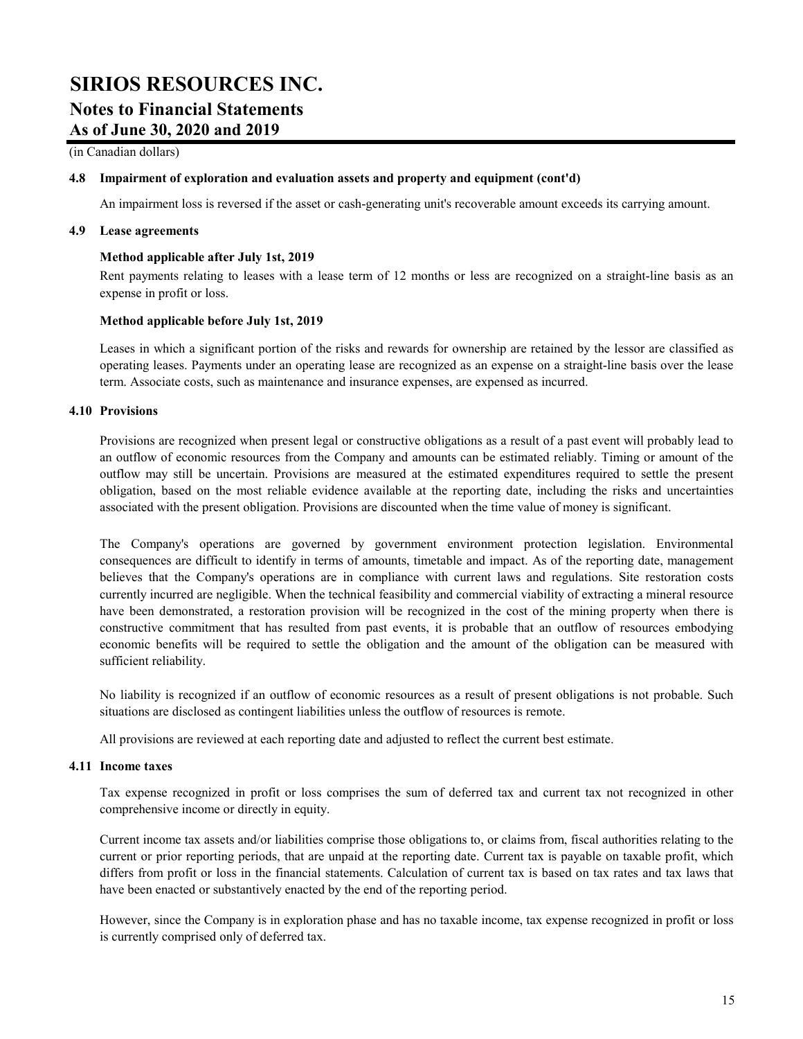#### 4.8 Impairment of exploration and evaluation assets and property and equipment (cont'd)

An impairment loss is reversed if the asset or cash-generating unit's recoverable amount exceeds its carrying amount.

#### 4.9 Lease agreements

**Method applicable after July 1st, 2019**

Rent payments relating to leases with a lease term of 12 months or less are recognized on a straight-line basis as an expense in profit or loss.

**Method applicable before July 1st, 2019**

Leases in which a significant portion of the risks and rewards for ownership are retained by the lessor are classified as operating leases. Payments under an operating lease are recognized as an expense on a straight-line basis over the lease term. Associate costs, such as maintenance and insurance expenses, are expensed as incurred.

#### 4.10 Provisions

Provisions are recognized when present legal or constructive obligations as a result of a past event will probably lead to an outflow of economic resources from the Company and amounts can be estimated reliably. Timing or amount of the outflow may still be uncertain. Provisions are measured at the estimated expenditures required to settle the present obligation, based on the most reliable evidence available at the reporting date, including the risks and uncertainties associated with the present obligation. Provisions are discounted when the time value of money is significant.

The Company's operations are governed by government environment protection legislation. Environmental consequences are difficult to identify in terms of amounts, timetable and impact. As of the reporting date, management believes that the Company's operations are in compliance with current laws and regulations. Site restoration costs currently incurred are negligible. When the technical feasibility and commercial viability of extracting a mineral resource have been demonstrated, a restoration provision will be recognized in the cost of the mining property when there is constructive commitment that has resulted from past events, it is probable that an outflow of resources embodying economic benefits will be required to settle the obligation and the amount of the obligation can be measured with sufficient reliability.

No liability is recognized if an outflow of economic resources as a result of present obligations is not probable. Such situations are disclosed as contingent liabilities unless the outflow of resources is remote.

All provisions are reviewed at each reporting date and adjusted to reflect the current best estimate.

#### 4.11 Income taxes

Tax expense recognized in profit or loss comprises the sum of deferred tax and current tax not recognized in other comprehensive income or directly in equity.

Current income tax assets and/or liabilities comprise those obligations to, or claims from, fiscal authorities relating to the current or prior reporting periods, that are unpaid at the reporting date. Current tax is payable on taxable profit, which differs from profit or loss in the financial statements. Calculation of current tax is based on tax rates and tax laws that have been enacted or substantively enacted by the end of the reporting period.

However, since the Company is in exploration phase and has no taxable income, tax expense recognized in profit or loss is currently comprised only of deferred tax.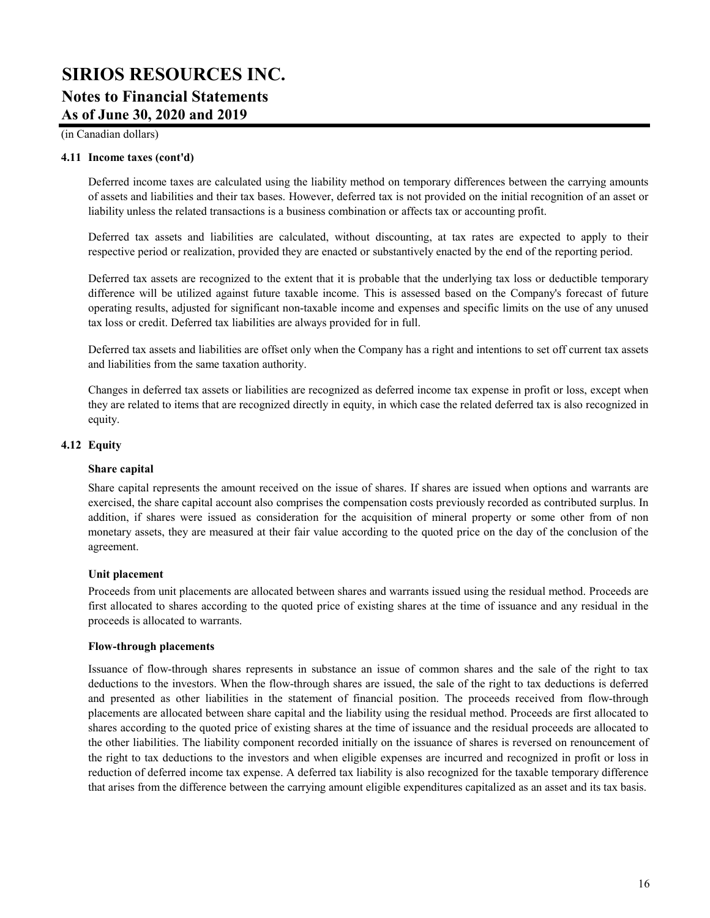### 4.11 Income taxes (cont'd)

Deferred income taxes are calculated using the liability method on temporary differences between the carrying amounts of assets and liabilities and their tax bases. However, deferred tax is not provided on the initial recognition of an asset or liability unless the related transactions is a business combination or affects tax or accounting profit.

Deferred tax assets and liabilities are calculated, without discounting, at tax rates are expected to apply to their respective period or realization, provided they are enacted or substantively enacted by the end of the reporting period.

Deferred tax assets are recognized to the extent that it is probable that the underlying tax loss or deductible temporary difference will be utilized against future taxable income. This is assessed based on the Company's forecast of future operating results, adjusted for significant non-taxable income and expenses and specific limits on the use of any unused tax loss or credit. Deferred tax liabilities are always provided for in full.

Deferred tax assets and liabilities are offset only when the Company has a right and intentions to set off current tax assets and liabilities from the same taxation authority.

Changes in deferred tax assets or liabilities are recognized as deferred income tax expense in profit or loss, except when they are related to items that are recognized directly in equity, in which case the related deferred tax is also recognized in equity.

### 4.12 Equity

**Share capital**

Share capital represents the amount received on the issue of shares. If shares are issued when options and warrants are exercised, the share capital account also comprises the compensation costs previously recorded as contributed surplus. In addition, if shares were issued as consideration for the acquisition of mineral property or some other from of non monetary assets, they are measured at their fair value according to the quoted price on the day of the conclusion of the agreement.

**Unit placement**

Proceeds from unit placements are allocated between shares and warrants issued using the residual method. Proceeds are first allocated to shares according to the quoted price of existing shares at the time of issuance and any residual in the proceeds is allocated to warrants.

**Flow-through placements**

Issuance of flow-through shares represents in substance an issue of common shares and the sale of the right to tax deductions to the investors. When the flow-through shares are issued, the sale of the right to tax deductions is deferred and presented as other liabilities in the statement of financial position. The proceeds received from flow-through placements are allocated between share capital and the liability using the residual method. Proceeds are first allocated to shares according to the quoted price of existing shares at the time of issuance and the residual proceeds are allocated to the other liabilities. The liability component recorded initially on the issuance of shares is reversed on renouncement of the right to tax deductions to the investors and when eligible expenses are incurred and recognized in profit or loss in reduction of deferred income tax expense. A deferred tax liability is also recognized for the taxable temporary difference that arises from the difference between the carrying amount eligible expenditures capitalized as an asset and its tax basis.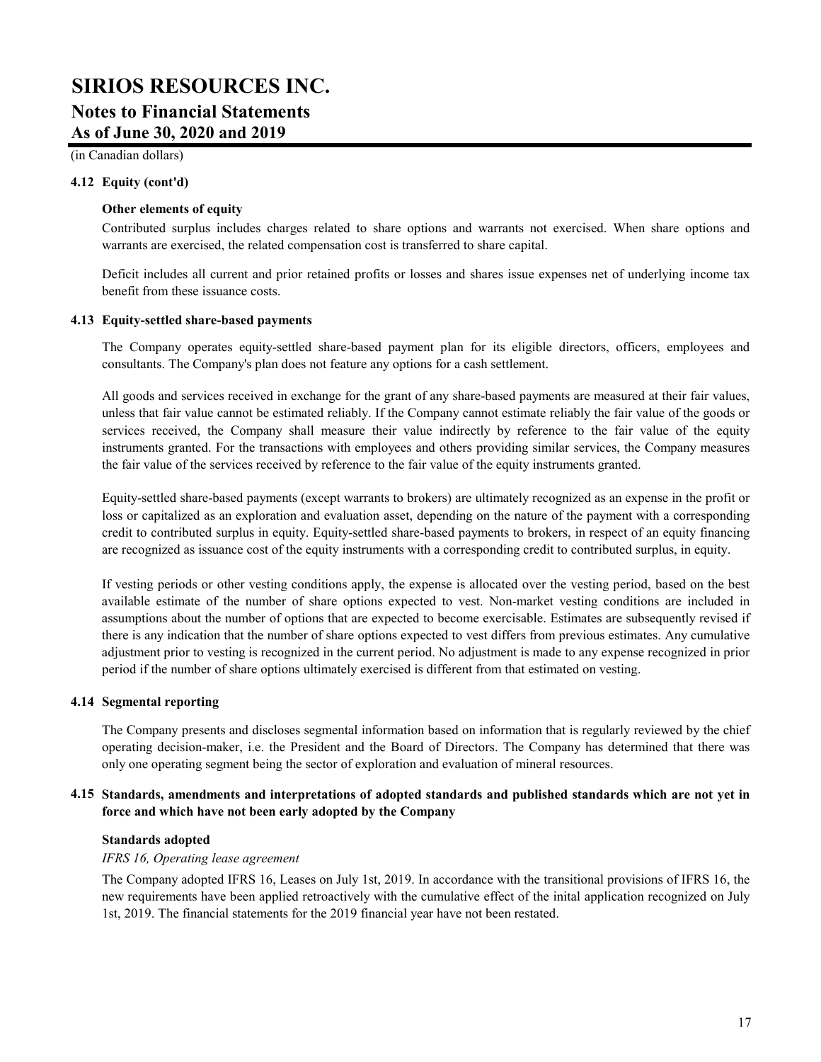#### 4.12 Equity (cont'd)

**Other elements of equity**

Contributed surplus includes charges related to share options and warrants not exercised. When share options and warrants are exercised, the related compensation cost is transferred to share capital.

Deficit includes all current and prior retained profits or losses and shares issue expenses net of underlying income tax benefit from these issuance costs.

#### 4.13 Equity-settled share-based payments

The Company operates equity-settled share-based payment plan for its eligible directors, officers, employees and consultants. The Company's plan does not feature any options for a cash settlement.

All goods and services received in exchange for the grant of any share-based payments are measured at their fair values, unless that fair value cannot be estimated reliably. If the Company cannot estimate reliably the fair value of the goods or services received, the Company shall measure their value indirectly by reference to the fair value of the equity instruments granted. For the transactions with employees and others providing similar services, the Company measures the fair value of the services received by reference to the fair value of the equity instruments granted.

Equity-settled share-based payments (except warrants to brokers) are ultimately recognized as an expense in the profit or loss or capitalized as an exploration and evaluation asset, depending on the nature of the payment with a corresponding credit to contributed surplus in equity. Equity-settled share-based payments to brokers, in respect of an equity financing are recognized as issuance cost of the equity instruments with a corresponding credit to contributed surplus, in equity.

If vesting periods or other vesting conditions apply, the expense is allocated over the vesting period, based on the best available estimate of the number of share options expected to vest. Non-market vesting conditions are included in assumptions about the number of options that are expected to become exercisable. Estimates are subsequently revised if there is any indication that the number of share options expected to vest differs from previous estimates. Any cumulative adjustment prior to vesting is recognized in the current period. No adjustment is made to any expense recognized in prior period if the number of share options ultimately exercised is different from that estimated on vesting.

#### 4.14 Segmental reporting

The Company presents and discloses segmental information based on information that is regularly reviewed by the chief operating decision-maker, i.e. the President and the Board of Directors. The Company has determined that there was only one operating segment being the sector of exploration and evaluation of mineral resources.

#### 4.15 Standards, amendments and interpretations of adopted standards and published standards which are not yet in force and which have not been early adopted by the Company

**Standards adopted**

*IFRS 16, Operating lease agreement*

The Company adopted IFRS 16, Leases on July 1st, 2019. In accordance with the transitional provisions of IFRS 16, the new requirements have been applied retroactively with the cumulative effect of the inital application recognized on July 1st, 2019. The financial statements for the 2019 financial year have not been restated.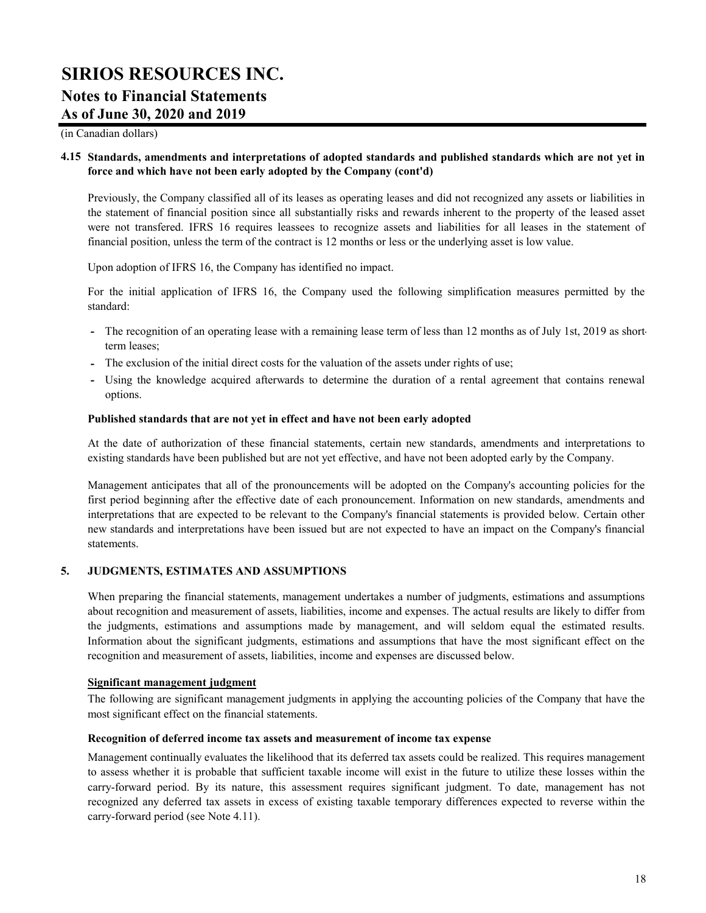#### 4.15 Standards, amendments and interpretations of adopted standards and published standards which are not yet in force and which have not been early adopted by the Company (cont'd)

Previously, the Company classified all of its leases as operating leases and did not recognized any assets or liabilities in the statement of financial position since all substantially risks and rewards inherent to the property of the leased asset were not transfered. IFRS 16 requires leassees to recognize assets and liabilities for all leases in the statement of financial position, unless the term of the contract is 12 months or less or the underlying asset is low value.

Upon adoption of IFRS 16, the Company has identified no impact.

For the initial application of IFRS 16, the Company used the following simplification measures permitted by the standard:

- The recognition of an operating lease with a remaining lease term of less than 12 months as of July 1st, 2019 as short-term leases;
- The exclusion of the initial direct costs for the valuation of the assets under rights of use;
- Using the knowledge acquired afterwards to determine the duration of a rental agreement that contains renewal options.

**Published standards that are not yet in effect and have not been early adopted**

At the date of authorization of these financial statements, certain new standards, amendments and interpretations to existing standards have been published but are not yet effective, and have not been adopted early by the Company.

Management anticipates that all of the pronouncements will be adopted on the Company's accounting policies for the first period beginning after the effective date of each pronouncement. Information on new standards, amendments and interpretations that are expected to be relevant to the Company's financial statements is provided below. Certain other new standards and interpretations have been issued but are not expected to have an impact on the Company's financial statements.

## 5. JUDGMENTS, ESTIMATES AND ASSUMPTIONS

When preparing the financial statements, management undertakes a number of judgments, estimations and assumptions about recognition and measurement of assets, liabilities, income and expenses. The actual results are likely to differ from the judgments, estimations and assumptions made by management, and will seldom equal the estimated results. Information about the significant judgments, estimations and assumptions that have the most significant effect on the recognition and measurement of assets, liabilities, income and expenses are discussed below.

### Significant management judgment

The following are significant management judgments in applying the accounting policies of the Company that have the most significant effect on the financial statements.

**Recognition of deferred income tax assets and measurement of income tax expense**

Management continually evaluates the likelihood that its deferred tax assets could be realized. This requires management to assess whether it is probable that sufficient taxable income will exist in the future to utilize these losses within the carry-forward period. By its nature, this assessment requires significant judgment. To date, management has not recognized any deferred tax assets in excess of existing taxable temporary differences expected to reverse within the carry-forward period (see Note 4.11).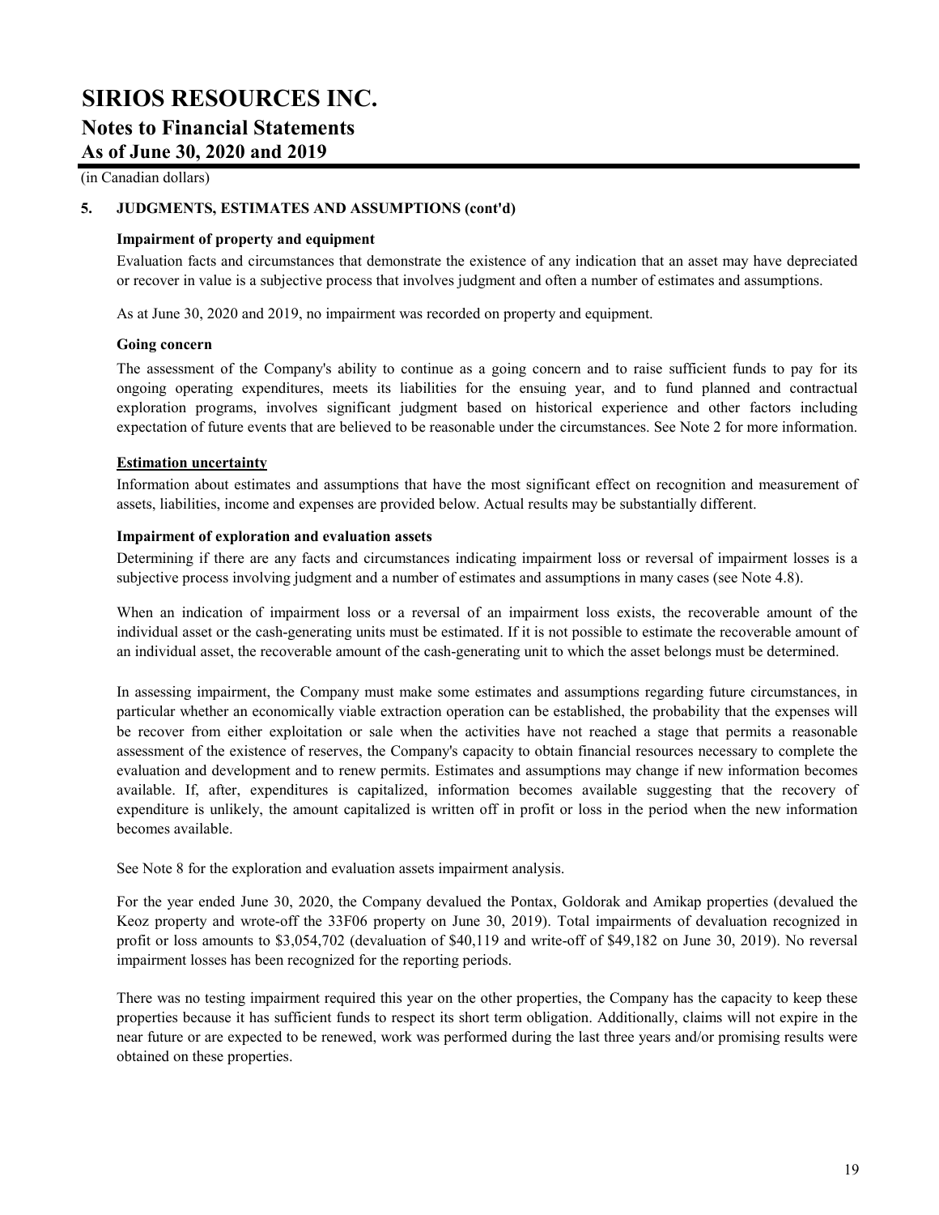# SIRIOS RESOURCES INC.

## Notes to Financial Statements

## As of June 30, 2020 and 2019

(in Canadian dollars)

### 5. JUDGMENTS, ESTIMATES AND ASSUMPTIONS (cont'd)

**Impairment of property and equipment**

Evaluation facts and circumstances that demonstrate the existence of any indication that an asset may have depreciated or recover in value is a subjective process that involves judgment and often a number of estimates and assumptions.

As at June 30, 2020 and 2019, no impairment was recorded on property and equipment.

**Going concern**

The assessment of the Company's ability to continue as a going concern and to raise sufficient funds to pay for its ongoing operating expenditures, meets its liabilities for the ensuing year, and to fund planned and contractual exploration programs, involves significant judgment based on historical experience and other factors including expectation of future events that are believed to be reasonable under the circumstances. See Note 2 for more information.

**Estimation uncertainty**

Information about estimates and assumptions that have the most significant effect on recognition and measurement of assets, liabilities, income and expenses are provided below. Actual results may be substantially different.

**Impairment of exploration and evaluation assets**

Determining if there are any facts and circumstances indicating impairment loss or reversal of impairment losses is a subjective process involving judgment and a number of estimates and assumptions in many cases (see Note 4.8).

When an indication of impairment loss or a reversal of an impairment loss exists, the recoverable amount of the individual asset or the cash-generating units must be estimated. If it is not possible to estimate the recoverable amount of an individual asset, the recoverable amount of the cash-generating unit to which the asset belongs must be determined.

In assessing impairment, the Company must make some estimates and assumptions regarding future circumstances, in particular whether an economically viable extraction operation can be established, the probability that the expenses will be recover from either exploitation or sale when the activities have not reached a stage that permits a reasonable assessment of the existence of reserves, the Company's capacity to obtain financial resources necessary to complete the evaluation and development and to renew permits. Estimates and assumptions may change if new information becomes available. If, after, expenditures is capitalized, information becomes available suggesting that the recovery of expenditure is unlikely, the amount capitalized is written off in profit or loss in the period when the new information becomes available.

See Note 8 for the exploration and evaluation assets impairment analysis.

For the year ended June 30, 2020, the Company devalued the Pontax, Goldorak and Amikap properties (devalued the Keoz property and wrote-off the 33F06 property on June 30, 2019). Total impairments of devaluation recognized in profit or loss amounts to $3,054,702 (devaluation of $40,119 and write-off of $49,182 on June 30, 2019). No reversal impairment losses has been recognized for the reporting periods.

There was no testing impairment required this year on the other properties, the Company has the capacity to keep these properties because it has sufficient funds to respect its short term obligation. Additionally, claims will not expire in the near future or are expected to be renewed, work was performed during the last three years and/or promising results were obtained on these properties.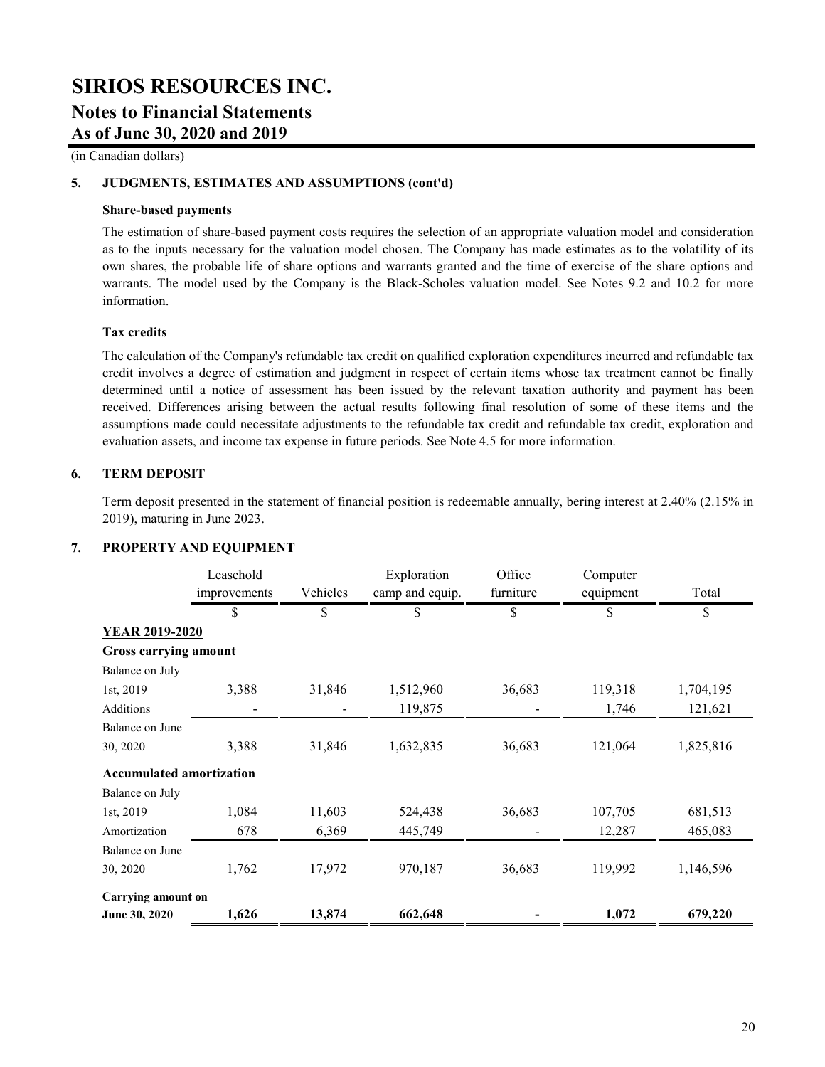# SIRIOS RESOURCES INC.

## Notes to Financial Statements

## As of June 30, 2020 and 2019

(in Canadian dollars)

### 5. JUDGMENTS, ESTIMATES AND ASSUMPTIONS (cont'd)

**Share-based payments**

The estimation of share-based payment costs requires the selection of an appropriate valuation model and consideration as to the inputs necessary for the valuation model chosen. The Company has made estimates as to the volatility of its own shares, the probable life of share options and warrants granted and the time of exercise of the share options and warrants. The model used by the Company is the Black-Scholes valuation model. See Notes 9.2 and 10.2 for more information.

**Tax credits**

The calculation of the Company's refundable tax credit on qualified exploration expenditures incurred and refundable tax credit involves a degree of estimation and judgment in respect of certain items whose tax treatment cannot be finally determined until a notice of assessment has been issued by the relevant taxation authority and payment has been received. Differences arising between the actual results following final resolution of some of these items and the assumptions made could necessitate adjustments to the refundable tax credit and refundable tax credit, exploration and evaluation assets, and income tax expense in future periods. See Note 4.5 for more information.

### 6. TERM DEPOSIT

Term deposit presented in the statement of financial position is redeemable annually, bering interest at 2.40% (2.15% in 2019), maturing in June 2023.

### 7. PROPERTY AND EQUIPMENT

| | Leasehold improvements | Vehicles | Exploration camp and equip. | Office furniture | Computer equipment | Total |
|---|---|---|---|---|---|---|
| | $ | $ | $ | $ | $ | $ |
| **YEAR 2019-2020** | | | | | | |
| **Gross carrying amount** | | | | | | |
| Balance on July 1st, 2019 | 3,388 | 31,846 | 1,512,960 | 36,683 | 119,318 | 1,704,195 |
| Additions | - | - | 119,875 | - | 1,746 | 121,621 |
| Balance on June 30, 2020 | 3,388 | 31,846 | 1,632,835 | 36,683 | 121,064 | 1,825,816 |
| **Accumulated amortization** | | | | | | |
| Balance on July 1st, 2019 | 1,084 | 11,603 | 524,438 | 36,683 | 107,705 | 681,513 |
| Amortization | 678 | 6,369 | 445,749 | - | 12,287 | 465,083 |
| Balance on June 30, 2020 | 1,762 | 17,972 | 970,187 | 36,683 | 119,992 | 1,146,596 |
| **Carrying amount on June 30, 2020** | **1,626** | **13,874** | **662,648** | **-** | **1,072** | **679,220** |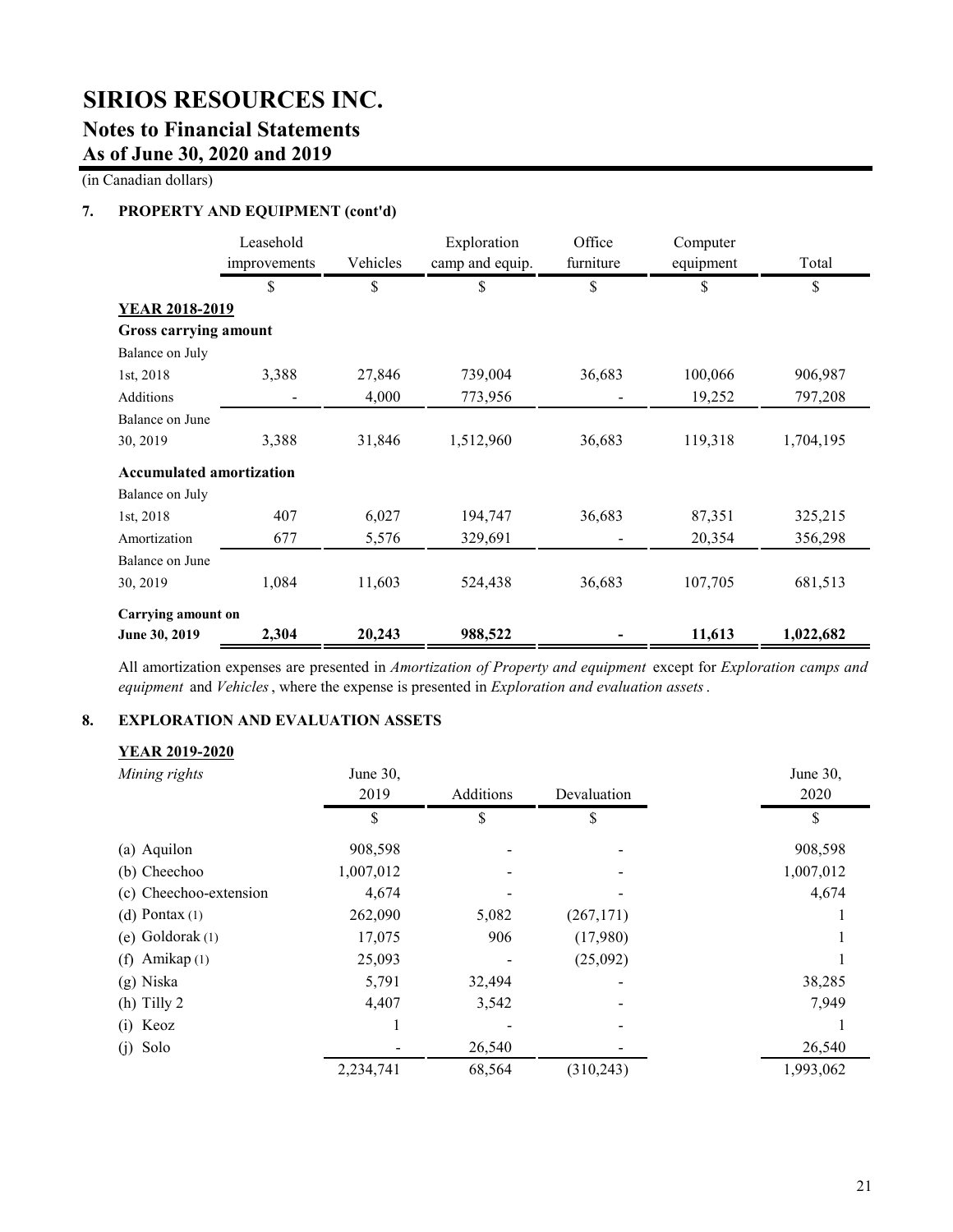# SIRIOS RESOURCES INC.

## Notes to Financial Statements

## As of June 30, 2020 and 2019

(in Canadian dollars)

### 7. PROPERTY AND EQUIPMENT (cont'd)

| | Leasehold improvements | Vehicles | Exploration camp and equip. | Office furniture | Computer equipment | Total |
|---|---|---|---|---|---|---|
| | $ | $ | $ | $ | $ | $ |
| **YEAR 2018-2019** | | | | | | |
| **Gross carrying amount** | | | | | | |
| Balance on July 1st, 2018 | 3,388 | 27,846 | 739,004 | 36,683 | 100,066 | 906,987 |
| Additions | - | 4,000 | 773,956 | - | 19,252 | 797,208 |
| Balance on June 30, 2019 | 3,388 | 31,846 | 1,512,960 | 36,683 | 119,318 | 1,704,195 |
| **Accumulated amortization** | | | | | | |
| Balance on July 1st, 2018 | 407 | 6,027 | 194,747 | 36,683 | 87,351 | 325,215 |
| Amortization | 677 | 5,576 | 329,691 | - | 20,354 | 356,298 |
| Balance on June 30, 2019 | 1,084 | 11,603 | 524,438 | 36,683 | 107,705 | 681,513 |
| **Carrying amount on June 30, 2019** | **2,304** | **20,243** | **988,522** | **-** | **11,613** | **1,022,682** |

All amortization expenses are presented in *Amortization of Property and equipment* except for *Exploration camps and equipment* and *Vehicles*, where the expense is presented in *Exploration and evaluation assets*.

### 8. EXPLORATION AND EVALUATION ASSETS

**YEAR 2019-2020**

| *Mining rights* | June 30, 2019 | Additions | Devaluation | June 30, 2020 |
|---|---|---|---|---|
| | $ | $ | $ | $ |
| (a) Aquilon | 908,598 | - | - | 908,598 |
| (b) Cheechoo | 1,007,012 | - | - | 1,007,012 |
| (c) Cheechoo-extension | 4,674 | - | - | 4,674 |
| (d) Pontax (1) | 262,090 | 5,082 | (267,171) | 1 |
| (e) Goldorak (1) | 17,075 | 906 | (17,980) | 1 |
| (f) Amikap (1) | 25,093 | - | (25,092) | 1 |
| (g) Niska | 5,791 | 32,494 | - | 38,285 |
| (h) Tilly 2 | 4,407 | 3,542 | - | 7,949 |
| (i) Keoz | 1 | - | - | 1 |
| (j) Solo | - | 26,540 | - | 26,540 |
| | 2,234,741 | 68,564 | (310,243) | 1,993,062 |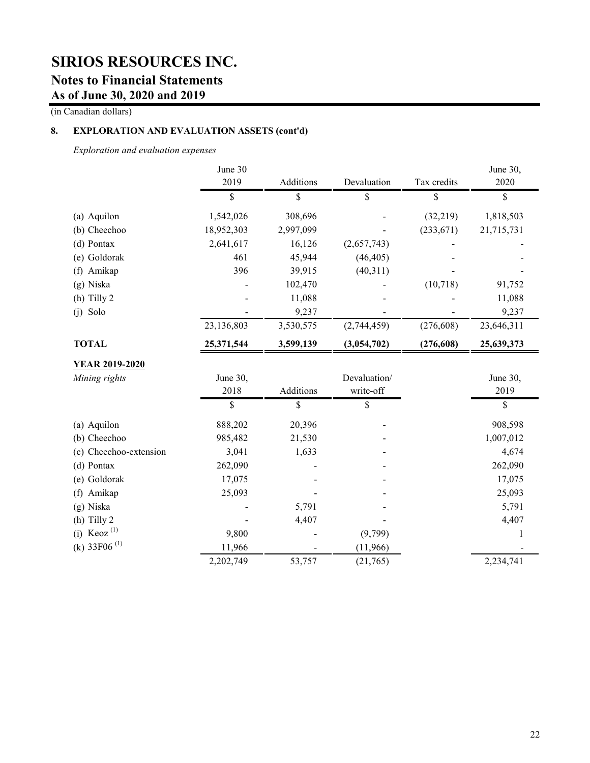# SIRIOS RESOURCES INC.

## Notes to Financial Statements

## As of June 30, 2020 and 2019

(in Canadian dollars)

### 8. EXPLORATION AND EVALUATION ASSETS (cont'd)

*Exploration and evaluation expenses*

| | June 30 2019 | Additions | Devaluation | Tax credits | June 30, 2020 |
|---|---|---|---|---|---|
| | $ | $ | $ | $ | $ |
| (a) Aquilon | 1,542,026 | 308,696 | - | (32,219) | 1,818,503 |
| (b) Cheechoo | 18,952,303 | 2,997,099 | - | (233,671) | 21,715,731 |
| (d) Pontax | 2,641,617 | 16,126 | (2,657,743) | - | - |
| (e) Goldorak | 461 | 45,944 | (46,405) | - | - |
| (f) Amikap | 396 | 39,915 | (40,311) | - | - |
| (g) Niska | - | 102,470 | - | (10,718) | 91,752 |
| (h) Tilly 2 | - | 11,088 | - | - | 11,088 |
| (j) Solo | - | 9,237 | - | - | 9,237 |
| | 23,136,803 | 3,530,575 | (2,744,459) | (276,608) | 23,646,311 |
| **TOTAL** | **25,371,544** | **3,599,139** | **(3,054,702)** | **(276,608)** | **25,639,373** |

**YEAR 2019-2020**

| *Mining rights* | June 30, 2018 | Additions | Devaluation/ write-off | June 30, 2019 |
|---|---|---|---|---|
| | $ | $ | $ | $ |
| (a) Aquilon | 888,202 | 20,396 | - | 908,598 |
| (b) Cheechoo | 985,482 | 21,530 | - | 1,007,012 |
| (c) Cheechoo-extension | 3,041 | 1,633 | - | 4,674 |
| (d) Pontax | 262,090 | - | - | 262,090 |
| (e) Goldorak | 17,075 | - | - | 17,075 |
| (f) Amikap | 25,093 | - | - | 25,093 |
| (g) Niska | - | 5,791 | - | 5,791 |
| (h) Tilly 2 | - | 4,407 | - | 4,407 |
| (i) Keoz [(1)] | 9,800 | - | (9,799) | 1 |
| (k) 33F06 [(1)] | 11,966 | - | (11,966) | - |
| | 2,202,749 | 53,757 | (21,765) | 2,234,741 |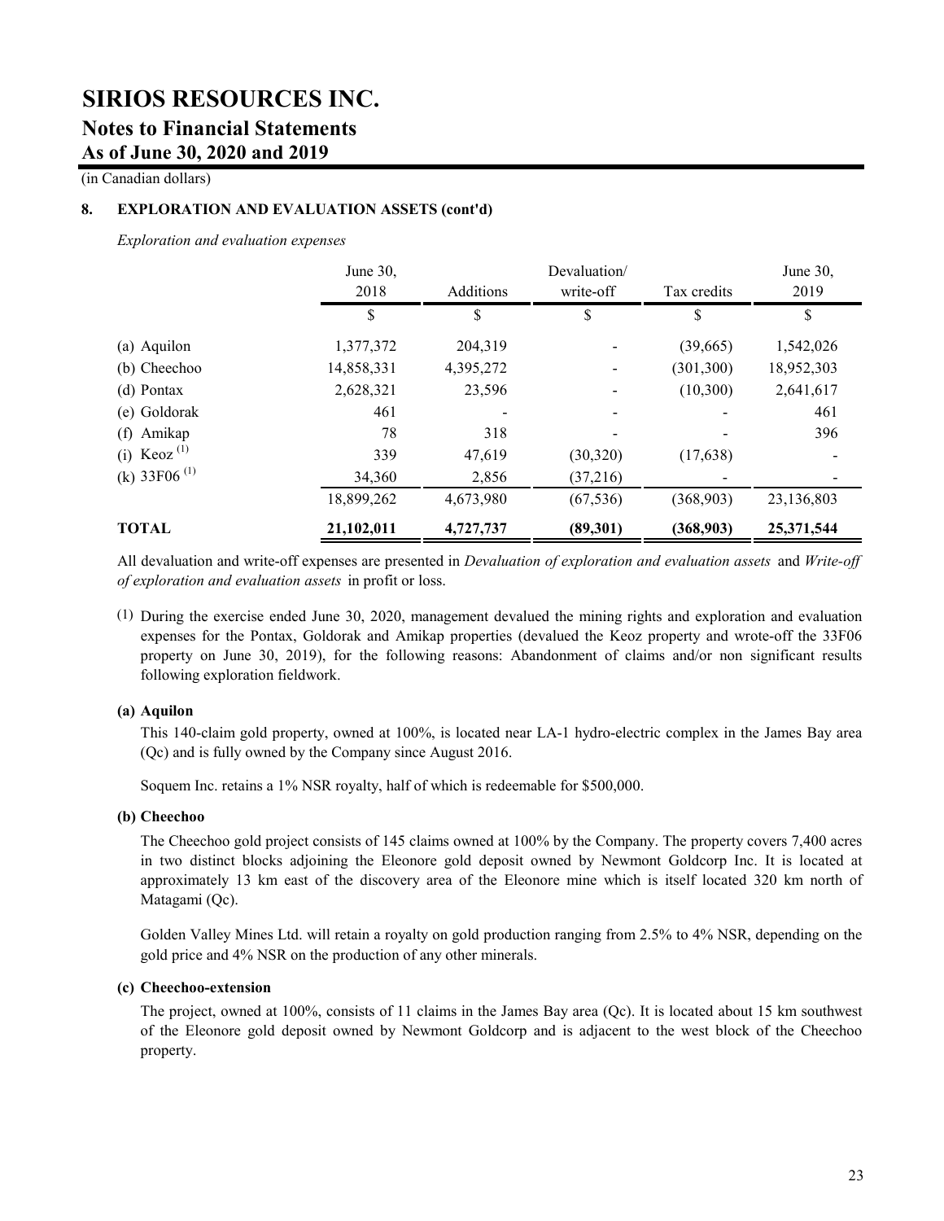# SIRIOS RESOURCES INC.
## Notes to Financial Statements
## As of June 30, 2020 and 2019

(in Canadian dollars)

### 8. EXPLORATION AND EVALUATION ASSETS (cont'd)

*Exploration and evaluation expenses*

| | June 30, 2018 | Additions | Devaluation/ write-off | Tax credits | June 30, 2019 |
|---|---|---|---|---|---|
| | $ | $ | $ | $ | $ |
| (a) Aquilon | 1,377,372 | 204,319 | - | (39,665) | 1,542,026 |
| (b) Cheechoo | 14,858,331 | 4,395,272 | - | (301,300) | 18,952,303 |
| (d) Pontax | 2,628,321 | 23,596 | - | (10,300) | 2,641,617 |
| (e) Goldorak | 461 | - | - | - | 461 |
| (f) Amikap | 78 | 318 | - | - | 396 |
| (i) Keoz [(1)] | 339 | 47,619 | (30,320) | (17,638) | - |
| (k) 33F06 [(1)] | 34,360 | 2,856 | (37,216) | - | - |
| | 18,899,262 | 4,673,980 | (67,536) | (368,903) | 23,136,803 |
| **TOTAL** | **21,102,011** | **4,727,737** | **(89,301)** | **(368,903)** | **25,371,544** |

All devaluation and write-off expenses are presented in *Devaluation of exploration and evaluation assets* and *Write-off of exploration and evaluation assets* in profit or loss.

(1) During the exercise ended June 30, 2020, management devalued the mining rights and exploration and evaluation expenses for the Pontax, Goldorak and Amikap properties (devalued the Keoz property and wrote-off the 33F06 property on June 30, 2019), for the following reasons: Abandonment of claims and/or non significant results following exploration fieldwork.

**(a) Aquilon**

This 140-claim gold property, owned at 100%, is located near LA-1 hydro-electric complex in the James Bay area (Qc) and is fully owned by the Company since August 2016.

Soquem Inc. retains a 1% NSR royalty, half of which is redeemable for $500,000.

**(b) Cheechoo**

The Cheechoo gold project consists of 145 claims owned at 100% by the Company. The property covers 7,400 acres in two distinct blocks adjoining the Eleonore gold deposit owned by Newmont Goldcorp Inc. It is located at approximately 13 km east of the discovery area of the Eleonore mine which is itself located 320 km north of Matagami (Qc).

Golden Valley Mines Ltd. will retain a royalty on gold production ranging from 2.5% to 4% NSR, depending on the gold price and 4% NSR on the production of any other minerals.

**(c) Cheechoo-extension**

The project, owned at 100%, consists of 11 claims in the James Bay area (Qc). It is located about 15 km southwest of the Eleonore gold deposit owned by Newmont Goldcorp and is adjacent to the west block of the Cheechoo property.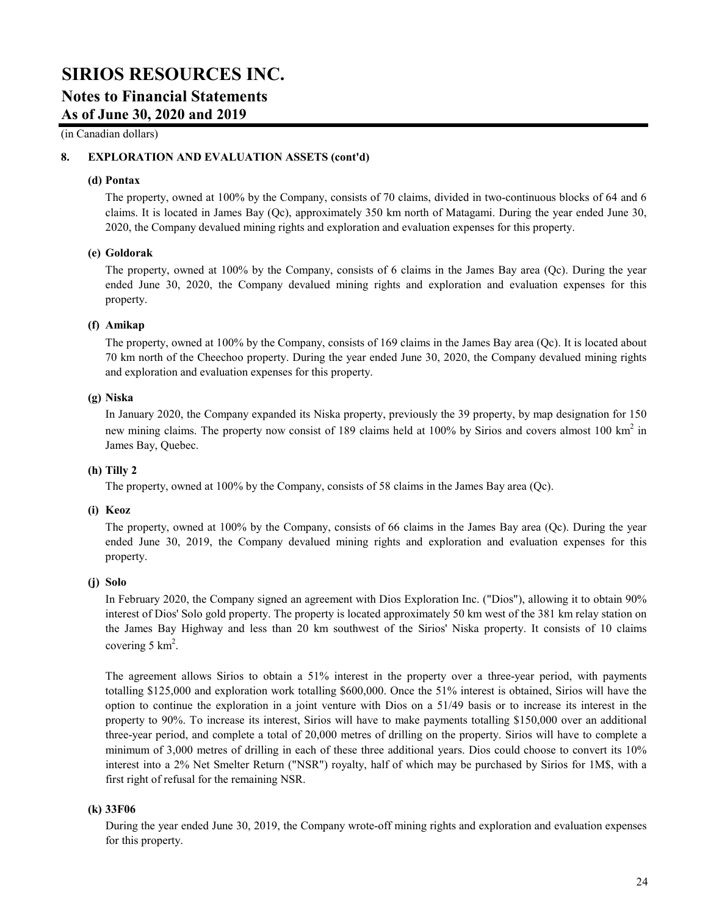# SIRIOS RESOURCES INC.

## Notes to Financial Statements

## As of June 30, 2020 and 2019

(in Canadian dollars)

### 8. EXPLORATION AND EVALUATION ASSETS (cont'd)

#### (d) Pontax

The property, owned at 100% by the Company, consists of 70 claims, divided in two-continuous blocks of 64 and 6 claims. It is located in James Bay (Qc), approximately 350 km north of Matagami. During the year ended June 30, 2020, the Company devalued mining rights and exploration and evaluation expenses for this property.

#### (e) Goldorak

The property, owned at 100% by the Company, consists of 6 claims in the James Bay area (Qc). During the year ended June 30, 2020, the Company devalued mining rights and exploration and evaluation expenses for this property.

#### (f) Amikap

The property, owned at 100% by the Company, consists of 169 claims in the James Bay area (Qc). It is located about 70 km north of the Cheechoo property. During the year ended June 30, 2020, the Company devalued mining rights and exploration and evaluation expenses for this property.

#### (g) Niska

In January 2020, the Company expanded its Niska property, previously the 39 property, by map designation for 150 new mining claims. The property now consist of 189 claims held at 100% by Sirios and covers almost 100 km$^2$ in James Bay, Quebec.

#### (h) Tilly 2

The property, owned at 100% by the Company, consists of 58 claims in the James Bay area (Qc).

#### (i) Keoz

The property, owned at 100% by the Company, consists of 66 claims in the James Bay area (Qc). During the year ended June 30, 2019, the Company devalued mining rights and exploration and evaluation expenses for this property.

#### (j) Solo

In February 2020, the Company signed an agreement with Dios Exploration Inc. ("Dios"), allowing it to obtain 90% interest of Dios' Solo gold property. The property is located approximately 50 km west of the 381 km relay station on the James Bay Highway and less than 20 km southwest of the Sirios' Niska property. It consists of 10 claims covering 5 km$^2$.

The agreement allows Sirios to obtain a 51% interest in the property over a three-year period, with payments totalling $125,000 and exploration work totalling $600,000. Once the 51% interest is obtained, Sirios will have the option to continue the exploration in a joint venture with Dios on a 51/49 basis or to increase its interest in the property to 90%. To increase its interest, Sirios will have to make payments totalling $150,000 over an additional three-year period, and complete a total of 20,000 metres of drilling on the property. Sirios will have to complete a minimum of 3,000 metres of drilling in each of these three additional years. Dios could choose to convert its 10% interest into a 2% Net Smelter Return ("NSR") royalty, half of which may be purchased by Sirios for 1M$, with a first right of refusal for the remaining NSR.

#### (k) 33F06

During the year ended June 30, 2019, the Company wrote-off mining rights and exploration and evaluation expenses for this property.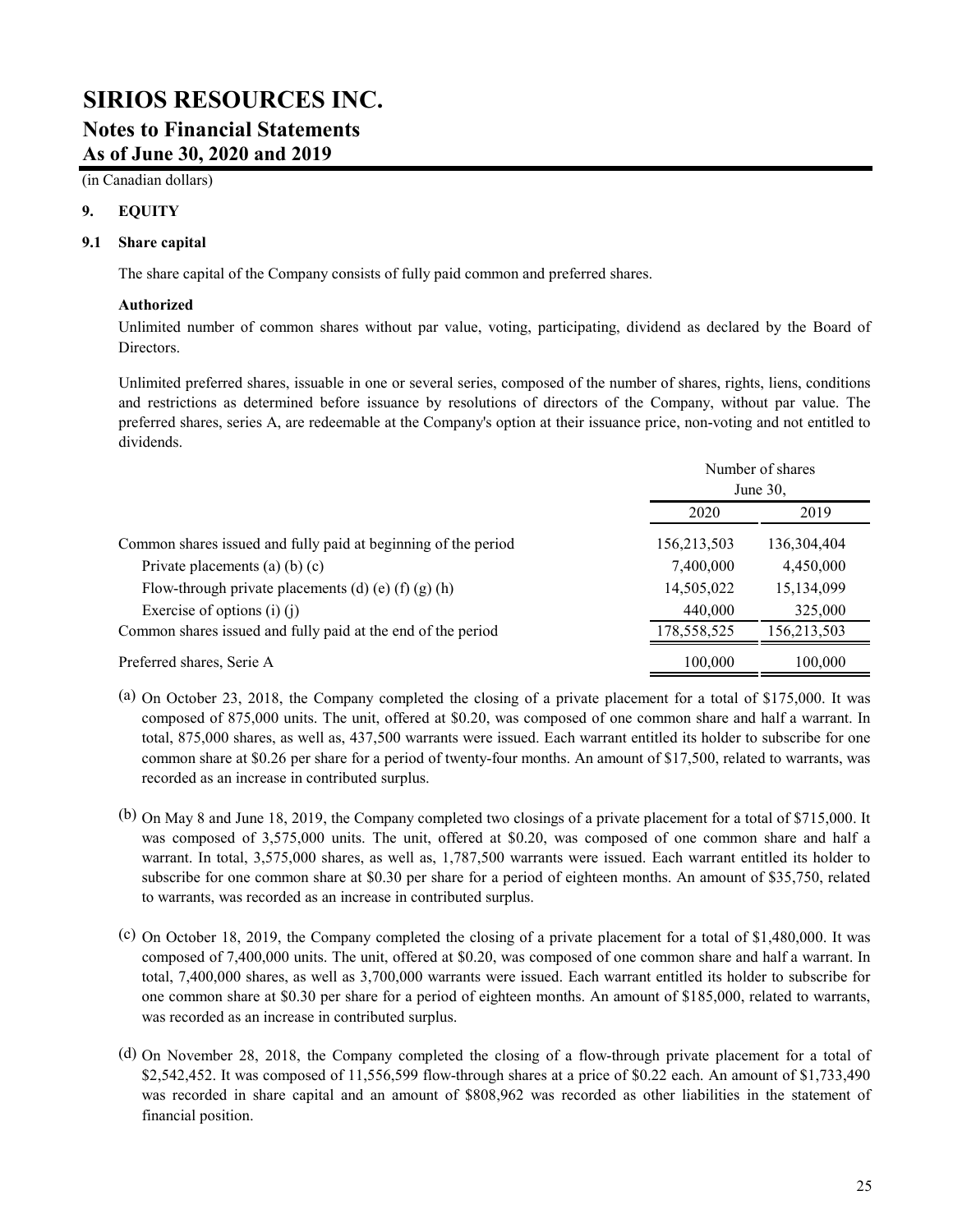# SIRIOS RESOURCES INC.
## Notes to Financial Statements
### As of June 30, 2020 and 2019

(in Canadian dollars)

**9. EQUITY**

**9.1 Share capital**

The share capital of the Company consists of fully paid common and preferred shares.

**Authorized**

Unlimited number of common shares without par value, voting, participating, dividend as declared by the Board of Directors.

Unlimited preferred shares, issuable in one or several series, composed of the number of shares, rights, liens, conditions and restrictions as determined before issuance by resolutions of directors of the Company, without par value. The preferred shares, series A, are redeemable at the Company's option at their issuance price, non-voting and not entitled to dividends.

| | Number of shares June 30, | |
|---|---|---|
| | 2020 | 2019 |
| Common shares issued and fully paid at beginning of the period | 156,213,503 | 136,304,404 |
| Private placements (a) (b) (c) | 7,400,000 | 4,450,000 |
| Flow-through private placements (d) (e) (f) (g) (h) | 14,505,022 | 15,134,099 |
| Exercise of options (i) (j) | 440,000 | 325,000 |
| Common shares issued and fully paid at the end of the period | 178,558,525 | 156,213,503 |
| Preferred shares, Serie A | 100,000 | 100,000 |

(a) On October 23, 2018, the Company completed the closing of a private placement for a total of $175,000. It was composed of 875,000 units. The unit, offered at $0.20, was composed of one common share and half a warrant. In total, 875,000 shares, as well as, 437,500 warrants were issued. Each warrant entitled its holder to subscribe for one common share at $0.26 per share for a period of twenty-four months. An amount of $17,500, related to warrants, was recorded as an increase in contributed surplus.

(b) On May 8 and June 18, 2019, the Company completed two closings of a private placement for a total of $715,000. It was composed of 3,575,000 units. The unit, offered at $0.20, was composed of one common share and half a warrant. In total, 3,575,000 shares, as well as, 1,787,500 warrants were issued. Each warrant entitled its holder to subscribe for one common share at $0.30 per share for a period of eighteen months. An amount of $35,750, related to warrants, was recorded as an increase in contributed surplus.

(c) On October 18, 2019, the Company completed the closing of a private placement for a total of $1,480,000. It was composed of 7,400,000 units. The unit, offered at $0.20, was composed of one common share and half a warrant. In total, 7,400,000 shares, as well as 3,700,000 warrants were issued. Each warrant entitled its holder to subscribe for one common share at $0.30 per share for a period of eighteen months. An amount of $185,000, related to warrants, was recorded as an increase in contributed surplus.

(d) On November 28, 2018, the Company completed the closing of a flow-through private placement for a total of $2,542,452. It was composed of 11,556,599 flow-through shares at a price of $0.22 each. An amount of $1,733,490 was recorded in share capital and an amount of $808,962 was recorded as other liabilities in the statement of financial position.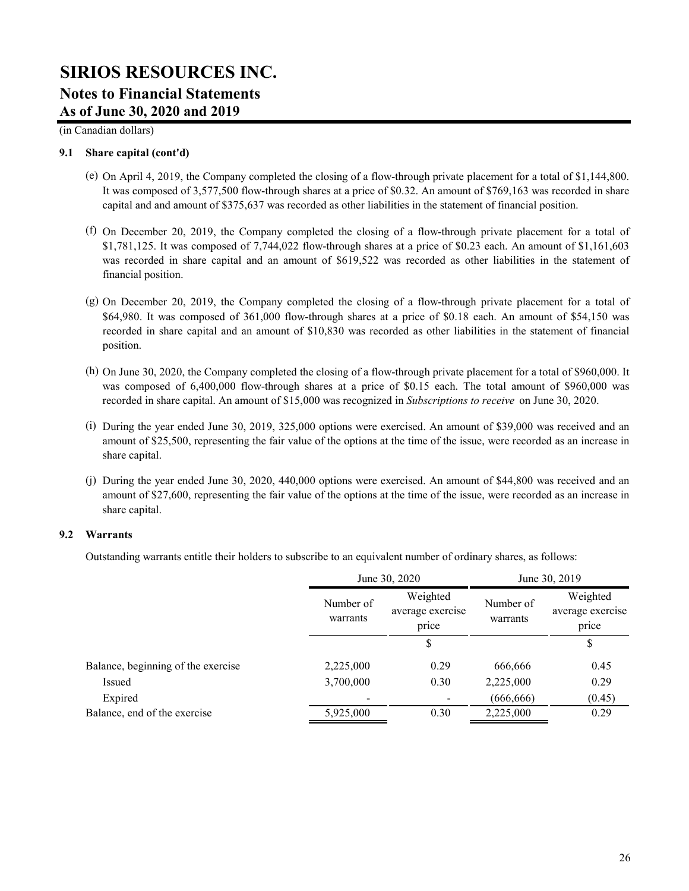# SIRIOS RESOURCES INC.

## Notes to Financial Statements

## As of June 30, 2020 and 2019

(in Canadian dollars)

### 9.1 Share capital (cont'd)

(e) On April 4, 2019, the Company completed the closing of a flow-through private placement for a total of $1,144,800. It was composed of 3,577,500 flow-through shares at a price of $0.32. An amount of $769,163 was recorded in share capital and and amount of $375,637 was recorded as other liabilities in the statement of financial position.

(f) On December 20, 2019, the Company completed the closing of a flow-through private placement for a total of $1,781,125. It was composed of 7,744,022 flow-through shares at a price of $0.23 each. An amount of $1,161,603 was recorded in share capital and an amount of $619,522 was recorded as other liabilities in the statement of financial position.

(g) On December 20, 2019, the Company completed the closing of a flow-through private placement for a total of $64,980. It was composed of 361,000 flow-through shares at a price of $0.18 each. An amount of $54,150 was recorded in share capital and an amount of $10,830 was recorded as other liabilities in the statement of financial position.

(h) On June 30, 2020, the Company completed the closing of a flow-through private placement for a total of $960,000. It was composed of 6,400,000 flow-through shares at a price of $0.15 each. The total amount of $960,000 was recorded in share capital. An amount of $15,000 was recognized in *Subscriptions to receive* on June 30, 2020.

(i) During the year ended June 30, 2019, 325,000 options were exercised. An amount of $39,000 was received and an amount of $25,500, representing the fair value of the options at the time of the issue, were recorded as an increase in share capital.

(j) During the year ended June 30, 2020, 440,000 options were exercised. An amount of $44,800 was received and an amount of $27,600, representing the fair value of the options at the time of the issue, were recorded as an increase in share capital.

### 9.2 Warrants

Outstanding warrants entitle their holders to subscribe to an equivalent number of ordinary shares, as follows:

| | June 30, 2020 | | June 30, 2019 | |
|---|---|---|---|---|
| | Number of warrants | Weighted average exercise price | Number of warrants | Weighted average exercise price |
| | | $ | | $ |
| Balance, beginning of the exercise | 2,225,000 | 0.29 | 666,666 | 0.45 |
| Issued | 3,700,000 | 0.30 | 2,225,000 | 0.29 |
| Expired | - | - | (666,666) | (0.45) |
| Balance, end of the exercise | 5,925,000 | 0.30 | 2,225,000 | 0.29 |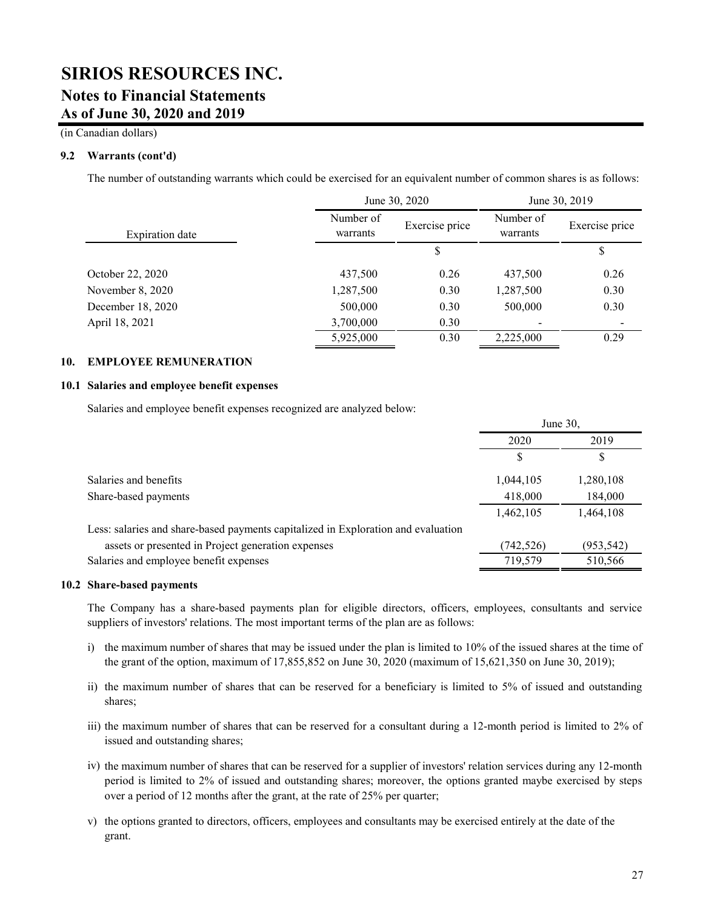**9.2 Warrants (cont'd)**

The number of outstanding warrants which could be exercised for an equivalent number of common shares is as follows:

| | June 30, 2020 | | June 30, 2019 | |
|---|---|---|---|---|
| Expiration date | Number of warrants | Exercise price | Number of warrants | Exercise price |
| | | $ | | $ |
| October 22, 2020 | 437,500 | 0.26 | 437,500 | 0.26 |
| November 8, 2020 | 1,287,500 | 0.30 | 1,287,500 | 0.30 |
| December 18, 2020 | 500,000 | 0.30 | 500,000 | 0.30 |
| April 18, 2021 | 3,700,000 | 0.30 | - | - |
| | 5,925,000 | 0.30 | 2,225,000 | 0.29 |

## 10. EMPLOYEE REMUNERATION

### 10.1 Salaries and employee benefit expenses

Salaries and employee benefit expenses recognized are analyzed below:

| | June 30, | |
|---|---|---|
| | 2020 | 2019 |
| | $ | $ |
| Salaries and benefits | 1,044,105 | 1,280,108 |
| Share-based payments | 418,000 | 184,000 |
| | 1,462,105 | 1,464,108 |
| Less: salaries and share-based payments capitalized in Exploration and evaluation assets or presented in Project generation expenses | (742,526) | (953,542) |
| Salaries and employee benefit expenses | 719,579 | 510,566 |

### 10.2 Share-based payments

The Company has a share-based payments plan for eligible directors, officers, employees, consultants and service suppliers of investors' relations. The most important terms of the plan are as follows:

i) the maximum number of shares that may be issued under the plan is limited to 10% of the issued shares at the time of the grant of the option, maximum of 17,855,852 on June 30, 2020 (maximum of 15,621,350 on June 30, 2019);

ii) the maximum number of shares that can be reserved for a beneficiary is limited to 5% of issued and outstanding shares;

iii) the maximum number of shares that can be reserved for a consultant during a 12-month period is limited to 2% of issued and outstanding shares;

iv) the maximum number of shares that can be reserved for a supplier of investors' relation services during any 12-month period is limited to 2% of issued and outstanding shares; moreover, the options granted maybe exercised by steps over a period of 12 months after the grant, at the rate of 25% per quarter;

v) the options granted to directors, officers, employees and consultants may be exercised entirely at the date of the grant.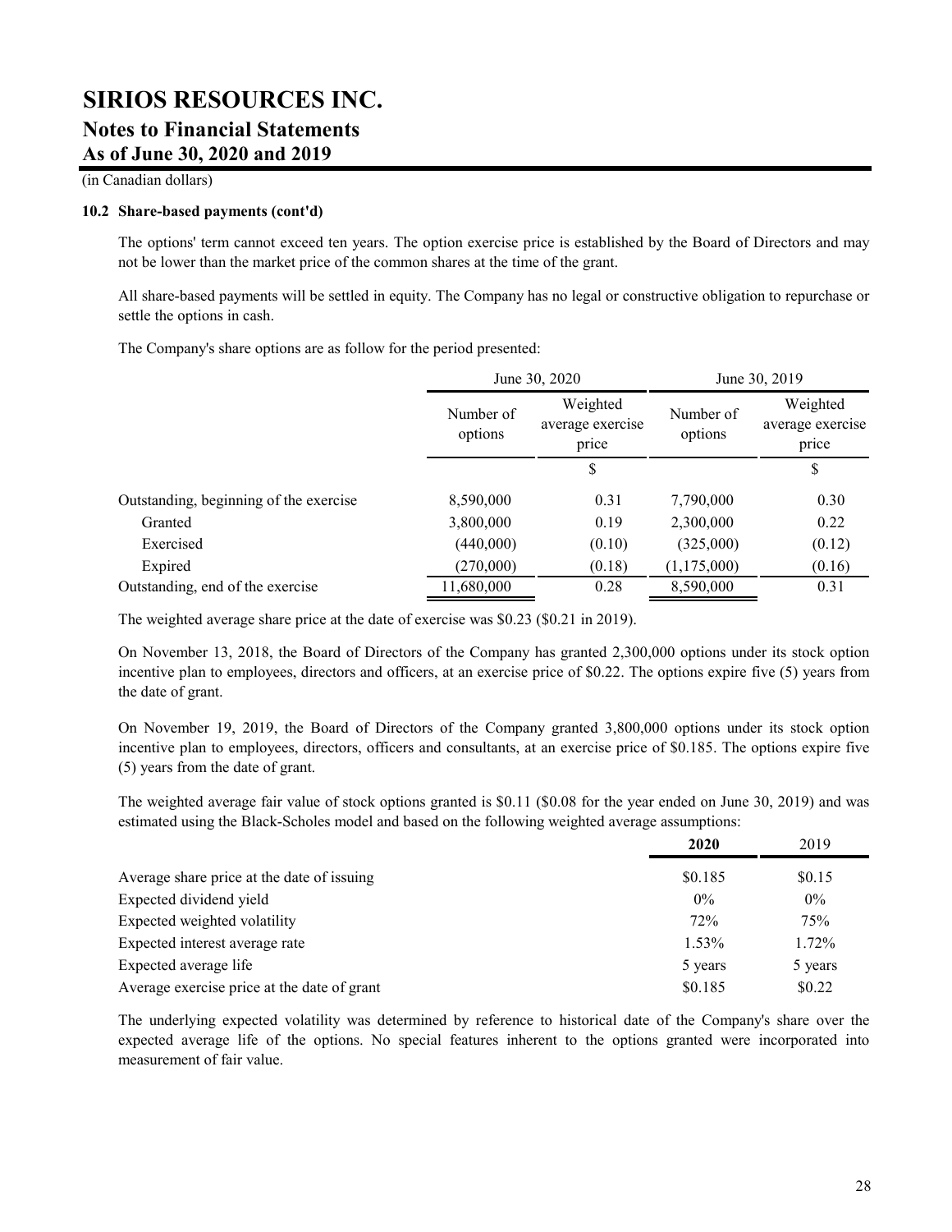# SIRIOS RESOURCES INC.
## Notes to Financial Statements
## As of June 30, 2020 and 2019

(in Canadian dollars)

### 10.2 Share-based payments (cont'd)

The options' term cannot exceed ten years. The option exercise price is established by the Board of Directors and may not be lower than the market price of the common shares at the time of the grant.

All share-based payments will be settled in equity. The Company has no legal or constructive obligation to repurchase or settle the options in cash.

The Company's share options are as follow for the period presented:

| | June 30, 2020 | | June 30, 2019 | |
|---|---|---|---|---|
| | Number of options | Weighted average exercise price | Number of options | Weighted average exercise price |
| | | $ | | $ |
| Outstanding, beginning of the exercise | 8,590,000 | 0.31 | 7,790,000 | 0.30 |
| Granted | 3,800,000 | 0.19 | 2,300,000 | 0.22 |
| Exercised | (440,000) | (0.10) | (325,000) | (0.12) |
| Expired | (270,000) | (0.18) | (1,175,000) | (0.16) |
| Outstanding, end of the exercise | 11,680,000 | 0.28 | 8,590,000 | 0.31 |

The weighted average share price at the date of exercise was $0.23 ($0.21 in 2019).

On November 13, 2018, the Board of Directors of the Company has granted 2,300,000 options under its stock option incentive plan to employees, directors and officers, at an exercise price of $0.22. The options expire five (5) years from the date of grant.

On November 19, 2019, the Board of Directors of the Company granted 3,800,000 options under its stock option incentive plan to employees, directors, officers and consultants, at an exercise price of $0.185. The options expire five (5) years from the date of grant.

The weighted average fair value of stock options granted is $0.11 ($0.08 for the year ended on June 30, 2019) and was estimated using the Black-Scholes model and based on the following weighted average assumptions:

| | 2020 | 2019 |
|---|---|---|
| Average share price at the date of issuing | $0.185 | $0.15 |
| Expected dividend yield | 0% | 0% |
| Expected weighted volatility | 72% | 75% |
| Expected interest average rate | 1.53% | 1.72% |
| Expected average life | 5 years | 5 years |
| Average exercise price at the date of grant | $0.185 | $0.22 |

The underlying expected volatility was determined by reference to historical date of the Company's share over the expected average life of the options. No special features inherent to the options granted were incorporated into measurement of fair value.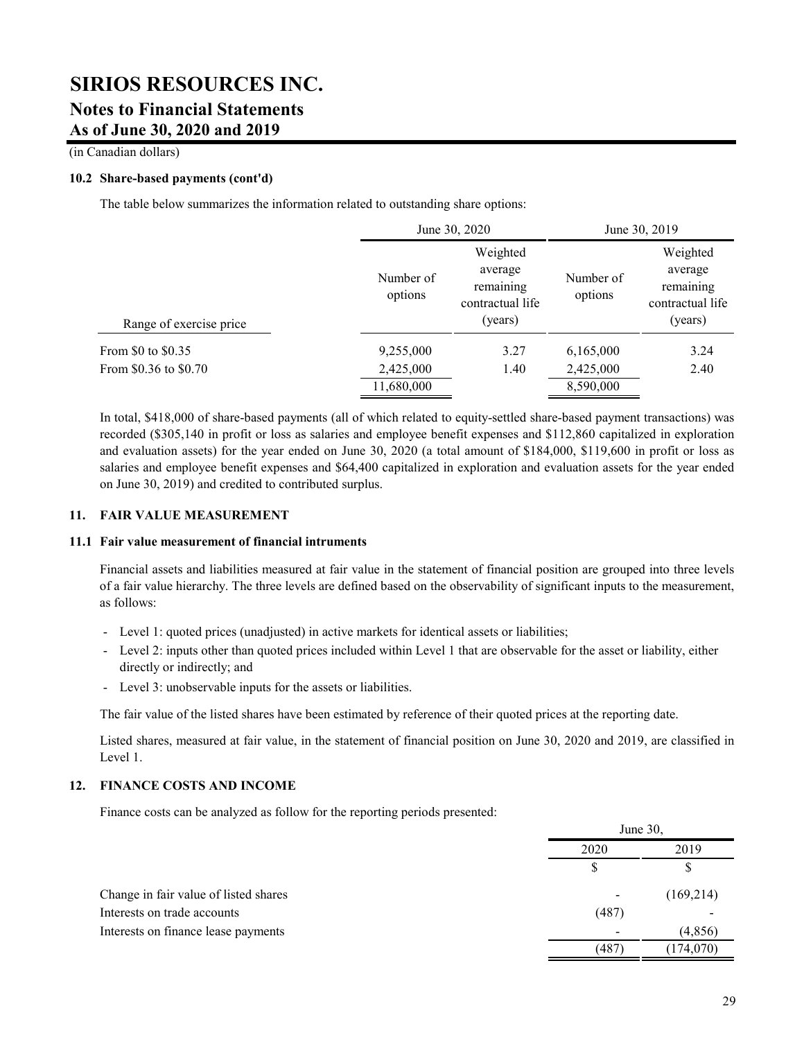# SIRIOS RESOURCES INC.

## Notes to Financial Statements

## As of June 30, 2020 and 2019

(in Canadian dollars)

### 10.2 Share-based payments (cont'd)

The table below summarizes the information related to outstanding share options:

| | June 30, 2020 | | June 30, 2019 | |
|---|---|---|---|---|
| Range of exercise price | Number of options | Weighted average remaining contractual life (years) | Number of options | Weighted average remaining contractual life (years) |
| From $0 to $0.35 | 9,255,000 | 3.27 | 6,165,000 | 3.24 |
| From $0.36 to $0.70 | 2,425,000 | 1.40 | 2,425,000 | 2.40 |
| | 11,680,000 | | 8,590,000 | |

In total, $418,000 of share-based payments (all of which related to equity-settled share-based payment transactions) was recorded ($305,140 in profit or loss as salaries and employee benefit expenses and $112,860 capitalized in exploration and evaluation assets) for the year ended on June 30, 2020 (a total amount of $184,000, $119,600 in profit or loss as salaries and employee benefit expenses and $64,400 capitalized in exploration and evaluation assets for the year ended on June 30, 2019) and credited to contributed surplus.

### 11. FAIR VALUE MEASUREMENT

### 11.1 Fair value measurement of financial intruments

Financial assets and liabilities measured at fair value in the statement of financial position are grouped into three levels of a fair value hierarchy. The three levels are defined based on the observability of significant inputs to the measurement, as follows:

- Level 1: quoted prices (unadjusted) in active markets for identical assets or liabilities;
- Level 2: inputs other than quoted prices included within Level 1 that are observable for the asset or liability, either directly or indirectly; and
- Level 3: unobservable inputs for the assets or liabilities.

The fair value of the listed shares have been estimated by reference of their quoted prices at the reporting date.

Listed shares, measured at fair value, in the statement of financial position on June 30, 2020 and 2019, are classified in Level 1.

### 12. FINANCE COSTS AND INCOME

Finance costs can be analyzed as follow for the reporting periods presented:

| | June 30, | |
|---|---|---|
| | 2020 | 2019 |
| | $ | $ |
| Change in fair value of listed shares | - | (169,214) |
| Interests on trade accounts | (487) | - |
| Interests on finance lease payments | - | (4,856) |
| | (487) | (174,070) |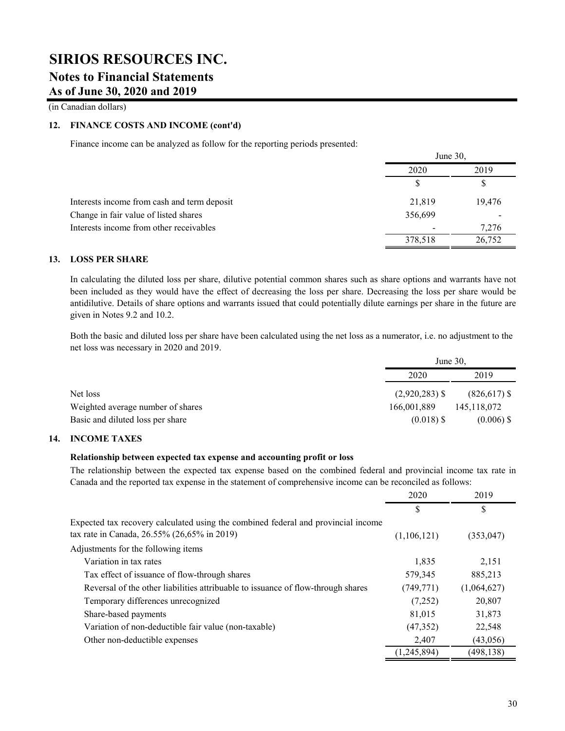# SIRIOS RESOURCES INC.
## Notes to Financial Statements
## As of June 30, 2020 and 2019

(in Canadian dollars)

### 12. FINANCE COSTS AND INCOME (cont'd)

Finance income can be analyzed as follow for the reporting periods presented:

| | June 30, | |
|---|---|---|
| | 2020 | 2019 |
| | $ | $ |
| Interests income from cash and term deposit | 21,819 | 19,476 |
| Change in fair value of listed shares | 356,699 | - |
| Interests income from other receivables | - | 7,276 |
| | 378,518 | 26,752 |

### 13. LOSS PER SHARE

In calculating the diluted loss per share, dilutive potential common shares such as share options and warrants have not been included as they would have the effect of decreasing the loss per share. Decreasing the loss per share would be antidilutive. Details of share options and warrants issued that could potentially dilute earnings per share in the future are given in Notes 9.2 and 10.2.

Both the basic and diluted loss per share have been calculated using the net loss as a numerator, i.e. no adjustment to the net loss was necessary in 2020 and 2019.

| | June 30, | |
|---|---|---|
| | 2020 | 2019 |
| Net loss | (2,920,283) $ | (826,617) $ |
| Weighted average number of shares | 166,001,889 | 145,118,072 |
| Basic and diluted loss per share | (0.018) $ | (0.006) $ |

### 14. INCOME TAXES

**Relationship between expected tax expense and accounting profit or loss**

The relationship between the expected tax expense based on the combined federal and provincial income tax rate in Canada and the reported tax expense in the statement of comprehensive income can be reconciled as follows:

| | 2020 | 2019 |
|---|---|---|
| | $ | $ |
| Expected tax recovery calculated using the combined federal and provincial income tax rate in Canada, 26.55% (26,65% in 2019) | (1,106,121) | (353,047) |
| Adjustments for the following items | | |
| Variation in tax rates | 1,835 | 2,151 |
| Tax effect of issuance of flow-through shares | 579,345 | 885,213 |
| Reversal of the other liabilities attribuable to issuance of flow-through shares | (749,771) | (1,064,627) |
| Temporary differences unrecognized | (7,252) | 20,807 |
| Share-based payments | 81,015 | 31,873 |
| Variation of non-deductible fair value (non-taxable) | (47,352) | 22,548 |
| Other non-deductible expenses | 2,407 | (43,056) |
| | (1,245,894) | (498,138) |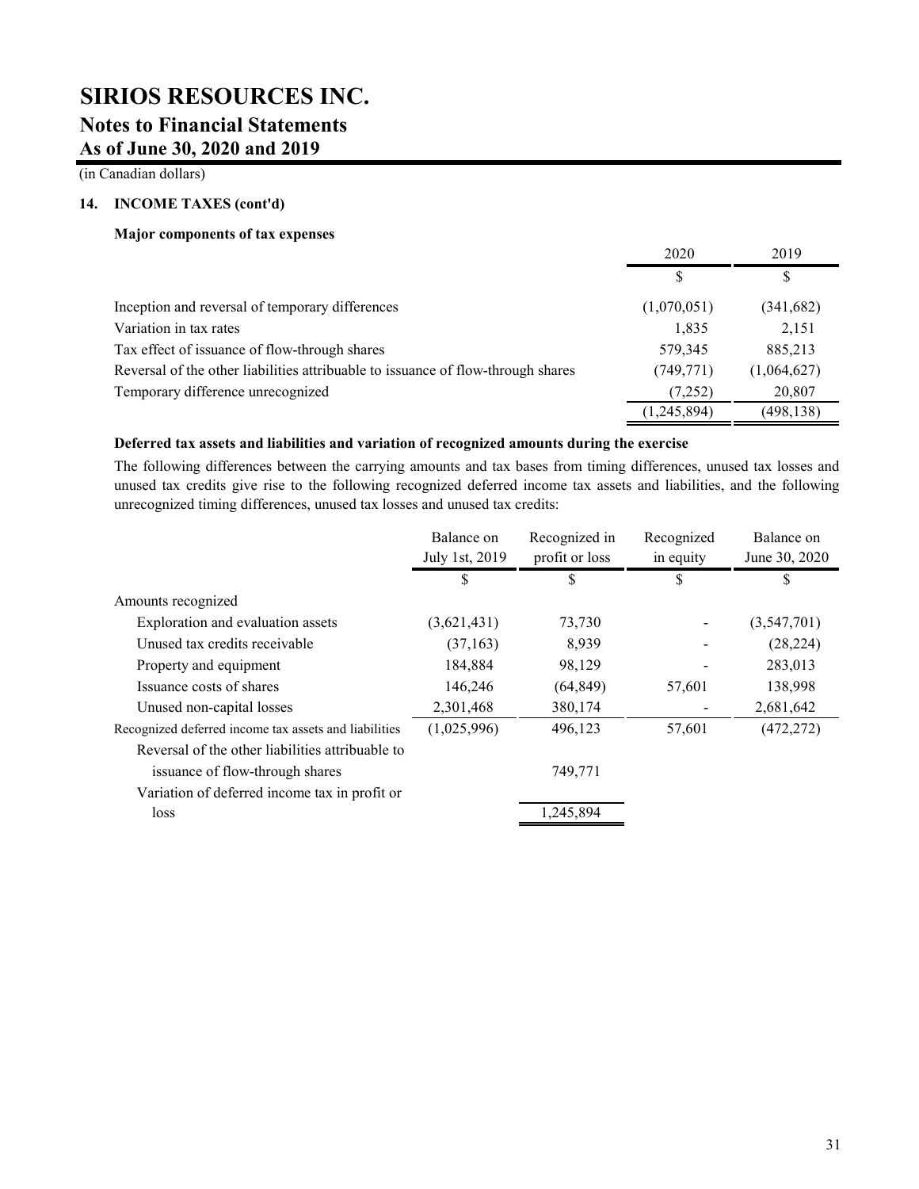# SIRIOS RESOURCES INC.

## Notes to Financial Statements

## As of June 30, 2020 and 2019

(in Canadian dollars)

### 14. INCOME TAXES (cont'd)

**Major components of tax expenses**

| | 2020 | 2019 |
|---|---|---|
| | $ | $ |
| Inception and reversal of temporary differences | (1,070,051) | (341,682) |
| Variation in tax rates | 1,835 | 2,151 |
| Tax effect of issuance of flow-through shares | 579,345 | 885,213 |
| Reversal of the other liabilities attribuable to issuance of flow-through shares | (749,771) | (1,064,627) |
| Temporary difference unrecognized | (7,252) | 20,807 |
| | (1,245,894) | (498,138) |

**Deferred tax assets and liabilities and variation of recognized amounts during the exercise**

The following differences between the carrying amounts and tax bases from timing differences, unused tax losses and unused tax credits give rise to the following recognized deferred income tax assets and liabilities, and the following unrecognized timing differences, unused tax losses and unused tax credits:

| | Balance on July 1st, 2019 | Recognized in profit or loss | Recognized in equity | Balance on June 30, 2020 |
|---|---|---|---|---|
| | $ | $ | $ | $ |
| Amounts recognized | | | | |
| Exploration and evaluation assets | (3,621,431) | 73,730 | - | (3,547,701) |
| Unused tax credits receivable | (37,163) | 8,939 | - | (28,224) |
| Property and equipment | 184,884 | 98,129 | - | 283,013 |
| Issuance costs of shares | 146,246 | (64,849) | 57,601 | 138,998 |
| Unused non-capital losses | 2,301,468 | 380,174 | - | 2,681,642 |
| Recognized deferred income tax assets and liabilities | (1,025,996) | 496,123 | 57,601 | (472,272) |
| Reversal of the other liabilities attribuable to issuance of flow-through shares | | 749,771 | | |
| Variation of deferred income tax in profit or loss | | 1,245,894 | | |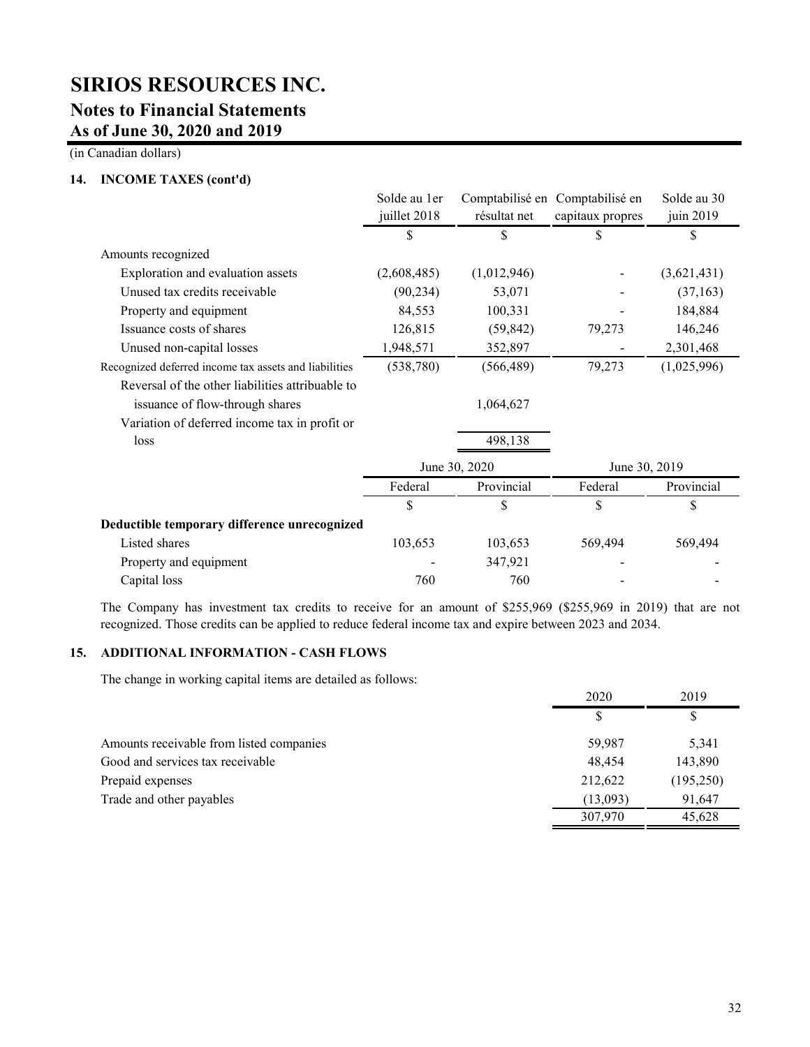# SIRIOS RESOURCES INC.
## Notes to Financial Statements
### As of June 30, 2020 and 2019

(in Canadian dollars)

**14. INCOME TAXES (cont'd)**

| | Solde au 1er juillet 2018 | Comptabilisé en résultat net | Comptabilisé en capitaux propres | Solde au 30 juin 2019 |
|---|---|---|---|---|
| | $ | $ | $ | $ |
| Amounts recognized | | | | |
| Exploration and evaluation assets | (2,608,485) | (1,012,946) | - | (3,621,431) |
| Unused tax credits receivable | (90,234) | 53,071 | - | (37,163) |
| Property and equipment | 84,553 | 100,331 | - | 184,884 |
| Issuance costs of shares | 126,815 | (59,842) | 79,273 | 146,246 |
| Unused non-capital losses | 1,948,571 | 352,897 | - | 2,301,468 |
| Recognized deferred income tax assets and liabilities | (538,780) | (566,489) | 79,273 | (1,025,996) |
| Reversal of the other liabilities attributable to issuance of flow-through shares | | 1,064,627 | | |
| Variation of deferred income tax in profit or loss | | 498,138 | | |

| | June 30, 2020 | | June 30, 2019 | |
|---|---|---|---|---|
| | Federal | Provincial | Federal | Provincial |
| | $ | $ | $ | $ |
| **Deductible temporary difference unrecognized** | | | | |
| Listed shares | 103,653 | 103,653 | 569,494 | 569,494 |
| Property and equipment | - | 347,921 | - | - |
| Capital loss | 760 | 760 | - | - |

The Company has investment tax credits to receive for an amount of $255,969 ($255,969 in 2019) that are not recognized. Those credits can be applied to reduce federal income tax and expire between 2023 and 2034.

**15. ADDITIONAL INFORMATION - CASH FLOWS**

The change in working capital items are detailed as follows:

| | 2020 | 2019 |
|---|---|---|
| | $ | $ |
| Amounts receivable from listed companies | 59,987 | 5,341 |
| Good and services tax receivable | 48,454 | 143,890 |
| Prepaid expenses | 212,622 | (195,250) |
| Trade and other payables | (13,093) | 91,647 |
| | 307,970 | 45,628 |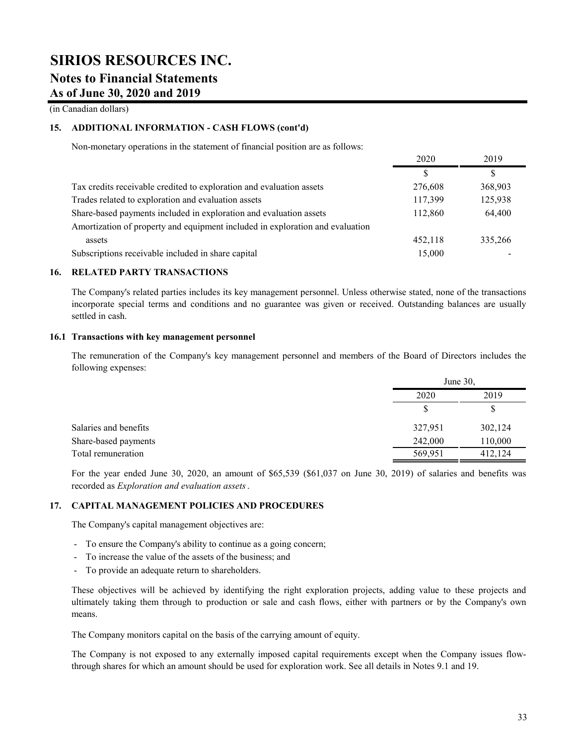# SIRIOS RESOURCES INC.

## Notes to Financial Statements

## As of June 30, 2020 and 2019

(in Canadian dollars)

### 15. ADDITIONAL INFORMATION - CASH FLOWS (cont'd)

Non-monetary operations in the statement of financial position are as follows:

| | 2020 | 2019 |
|---|---|---|
| | $ | $ |
| Tax credits receivable credited to exploration and evaluation assets | 276,608 | 368,903 |
| Trades related to exploration and evaluation assets | 117,399 | 125,938 |
| Share-based payments included in exploration and evaluation assets | 112,860 | 64,400 |
| Amortization of property and equipment included in exploration and evaluation assets | 452,118 | 335,266 |
| Subscriptions receivable included in share capital | 15,000 | - |

### 16. RELATED PARTY TRANSACTIONS

The Company's related parties includes its key management personnel. Unless otherwise stated, none of the transactions incorporate special terms and conditions and no guarantee was given or received. Outstanding balances are usually settled in cash.

#### 16.1 Transactions with key management personnel

The remuneration of the Company's key management personnel and members of the Board of Directors includes the following expenses:

| | June 30, | |
|---|---|---|
| | 2020 | 2019 |
| | $ | $ |
| Salaries and benefits | 327,951 | 302,124 |
| Share-based payments | 242,000 | 110,000 |
| Total remuneration | 569,951 | 412,124 |

For the year ended June 30, 2020, an amount of $65,539 ($61,037 on June 30, 2019) of salaries and benefits was recorded as *Exploration and evaluation assets*.

### 17. CAPITAL MANAGEMENT POLICIES AND PROCEDURES

The Company's capital management objectives are:

- To ensure the Company's ability to continue as a going concern;
- To increase the value of the assets of the business; and
- To provide an adequate return to shareholders.

These objectives will be achieved by identifying the right exploration projects, adding value to these projects and ultimately taking them through to production or sale and cash flows, either with partners or by the Company's own means.

The Company monitors capital on the basis of the carrying amount of equity.

The Company is not exposed to any externally imposed capital requirements except when the Company issues flow-through shares for which an amount should be used for exploration work. See all details in Notes 9.1 and 19.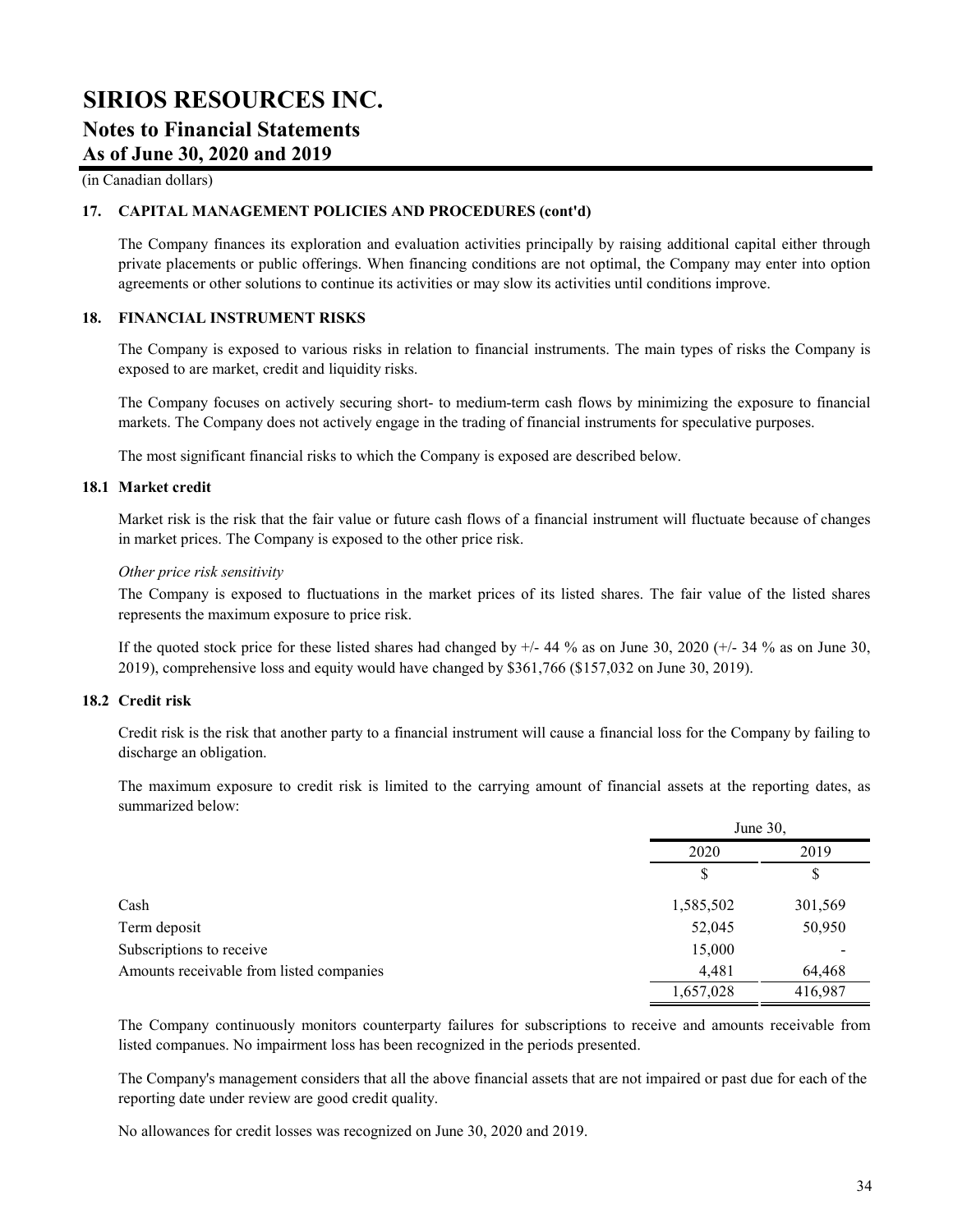# SIRIOS RESOURCES INC.

## Notes to Financial Statements

## As of June 30, 2020 and 2019

(in Canadian dollars)

### 17. CAPITAL MANAGEMENT POLICIES AND PROCEDURES (cont'd)

The Company finances its exploration and evaluation activities principally by raising additional capital either through private placements or public offerings. When financing conditions are not optimal, the Company may enter into option agreements or other solutions to continue its activities or may slow its activities until conditions improve.

### 18. FINANCIAL INSTRUMENT RISKS

The Company is exposed to various risks in relation to financial instruments. The main types of risks the Company is exposed to are market, credit and liquidity risks.

The Company focuses on actively securing short- to medium-term cash flows by minimizing the exposure to financial markets. The Company does not actively engage in the trading of financial instruments for speculative purposes.

The most significant financial risks to which the Company is exposed are described below.

#### 18.1 Market credit

Market risk is the risk that the fair value or future cash flows of a financial instrument will fluctuate because of changes in market prices. The Company is exposed to the other price risk.

*Other price risk sensitivity*

The Company is exposed to fluctuations in the market prices of its listed shares. The fair value of the listed shares represents the maximum exposure to price risk.

If the quoted stock price for these listed shares had changed by +/- 44 % as on June 30, 2020 (+/- 34 % as on June 30, 2019), comprehensive loss and equity would have changed by \$361,766 (\$157,032 on June 30, 2019).

#### 18.2 Credit risk

Credit risk is the risk that another party to a financial instrument will cause a financial loss for the Company by failing to discharge an obligation.

The maximum exposure to credit risk is limited to the carrying amount of financial assets at the reporting dates, as summarized below:

| | June 30, | |
|---|---|---|
| | 2020 | 2019 |
| | \$ | \$ |
| Cash | 1,585,502 | 301,569 |
| Term deposit | 52,045 | 50,950 |
| Subscriptions to receive | 15,000 | - |
| Amounts receivable from listed companies | 4,481 | 64,468 |
| | 1,657,028 | 416,987 |

The Company continuously monitors counterparty failures for subscriptions to receive and amounts receivable from listed companues. No impairment loss has been recognized in the periods presented.

The Company's management considers that all the above financial assets that are not impaired or past due for each of the reporting date under review are good credit quality.

No allowances for credit losses was recognized on June 30, 2020 and 2019.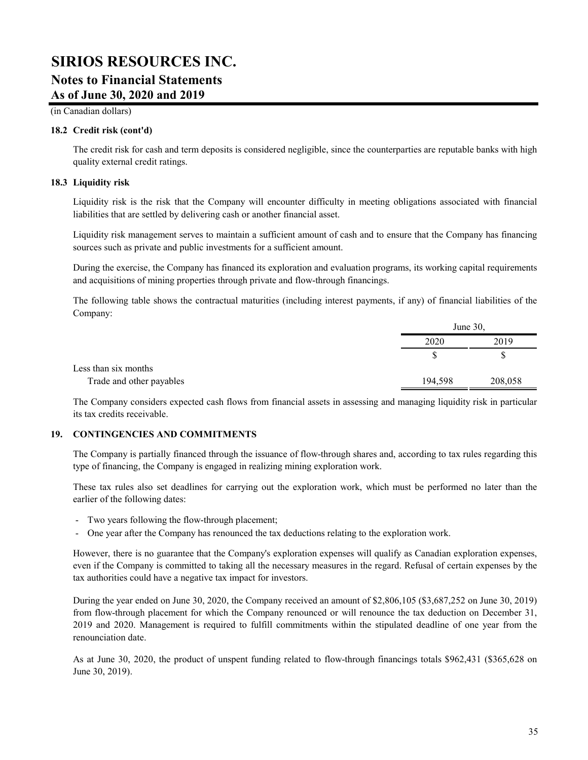# SIRIOS RESOURCES INC.

## Notes to Financial Statements

## As of June 30, 2020 and 2019

(in Canadian dollars)

### 18.2 Credit risk (cont'd)

The credit risk for cash and term deposits is considered negligible, since the counterparties are reputable banks with high quality external credit ratings.

### 18.3 Liquidity risk

Liquidity risk is the risk that the Company will encounter difficulty in meeting obligations associated with financial liabilities that are settled by delivering cash or another financial asset.

Liquidity risk management serves to maintain a sufficient amount of cash and to ensure that the Company has financing sources such as private and public investments for a sufficient amount.

During the exercise, the Company has financed its exploration and evaluation programs, its working capital requirements and acquisitions of mining properties through private and flow-through financings.

The following table shows the contractual maturities (including interest payments, if any) of financial liabilities of the Company:

| | June 30, | |
|---|---|---|
| | 2020 | 2019 |
| | $ | $ |
| Less than six months | | |
| Trade and other payables | 194,598 | 208,058 |

The Company considers expected cash flows from financial assets in assessing and managing liquidity risk in particular its tax credits receivable.

### 19. CONTINGENCIES AND COMMITMENTS

The Company is partially financed through the issuance of flow-through shares and, according to tax rules regarding this type of financing, the Company is engaged in realizing mining exploration work.

These tax rules also set deadlines for carrying out the exploration work, which must be performed no later than the earlier of the following dates:

- Two years following the flow-through placement;
- One year after the Company has renounced the tax deductions relating to the exploration work.

However, there is no guarantee that the Company's exploration expenses will qualify as Canadian exploration expenses, even if the Company is committed to taking all the necessary measures in the regard. Refusal of certain expenses by the tax authorities could have a negative tax impact for investors.

During the year ended on June 30, 2020, the Company received an amount of $2,806,105 ($3,687,252 on June 30, 2019) from flow-through placement for which the Company renounced or will renounce the tax deduction on December 31, 2019 and 2020. Management is required to fulfill commitments within the stipulated deadline of one year from the renounciation date.

As at June 30, 2020, the product of unspent funding related to flow-through financings totals $962,431 ($365,628 on June 30, 2019).